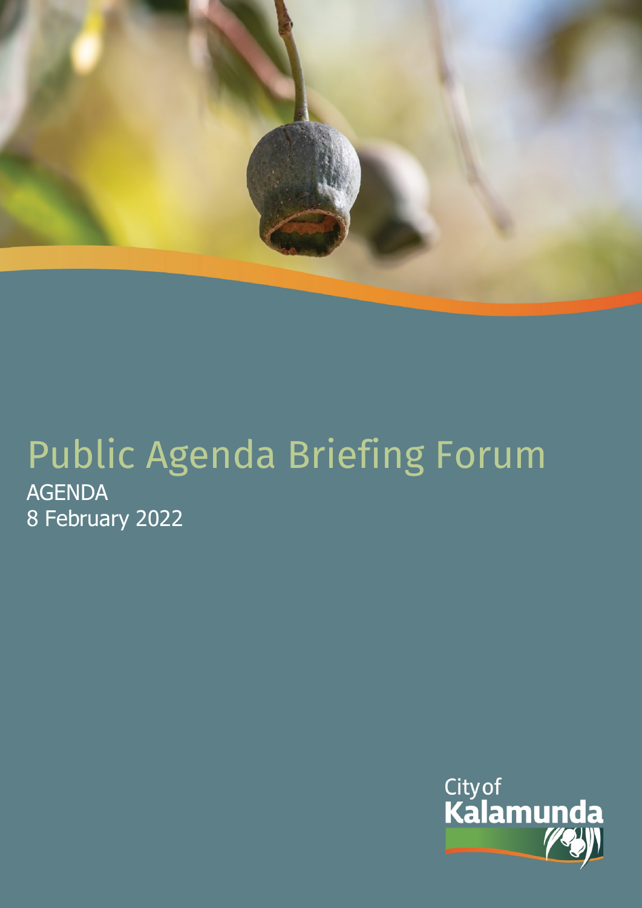# Public Agenda Briefing Forum

AGENDA

8 February 2022

City of Kalamunda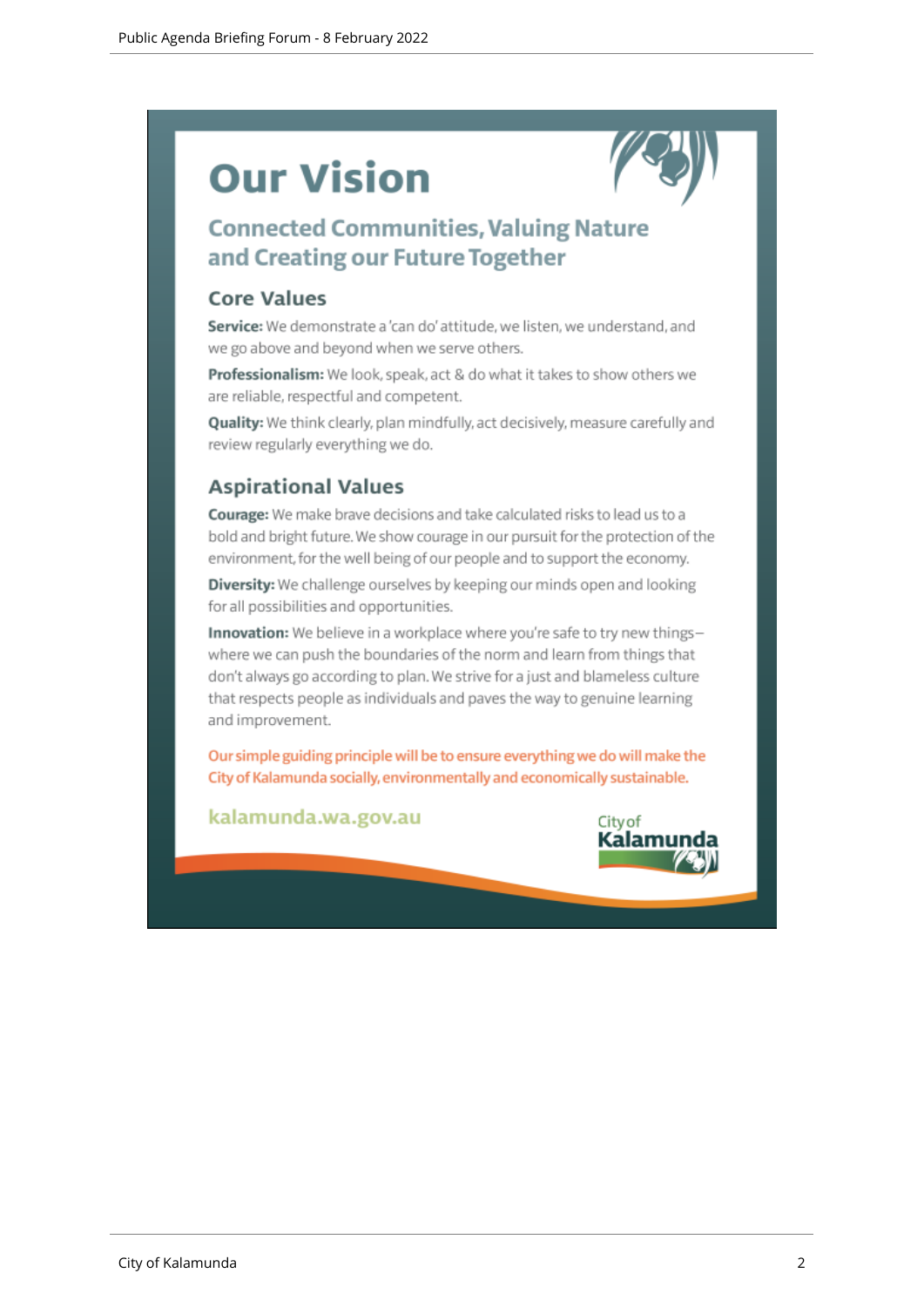# Our Vision

## Connected Communities, Valuing Nature and Creating our Future Together

### Core Values

**Service:** We demonstrate a 'can do' attitude, we listen, we understand, and we go above and beyond when we serve others.

**Professionalism:** We look, speak, act & do what it takes to show others we are reliable, respectful and competent.

**Quality:** We think clearly, plan mindfully, act decisively, measure carefully and review regularly everything we do.

### Aspirational Values

**Courage:** We make brave decisions and take calculated risks to lead us to a bold and bright future. We show courage in our pursuit for the protection of the environment, for the well being of our people and to support the economy.

**Diversity:** We challenge ourselves by keeping our minds open and looking for all possibilities and opportunities.

**Innovation:** We believe in a workplace where you're safe to try new things– where we can push the boundaries of the norm and learn from things that don't always go according to plan. We strive for a just and blameless culture that respects people as individuals and paves the way to genuine learning and improvement.

Our simple guiding principle will be to ensure everything we do will make the City of Kalamunda socially, environmentally and economically sustainable.

kalamunda.wa.gov.au

City of Kalamunda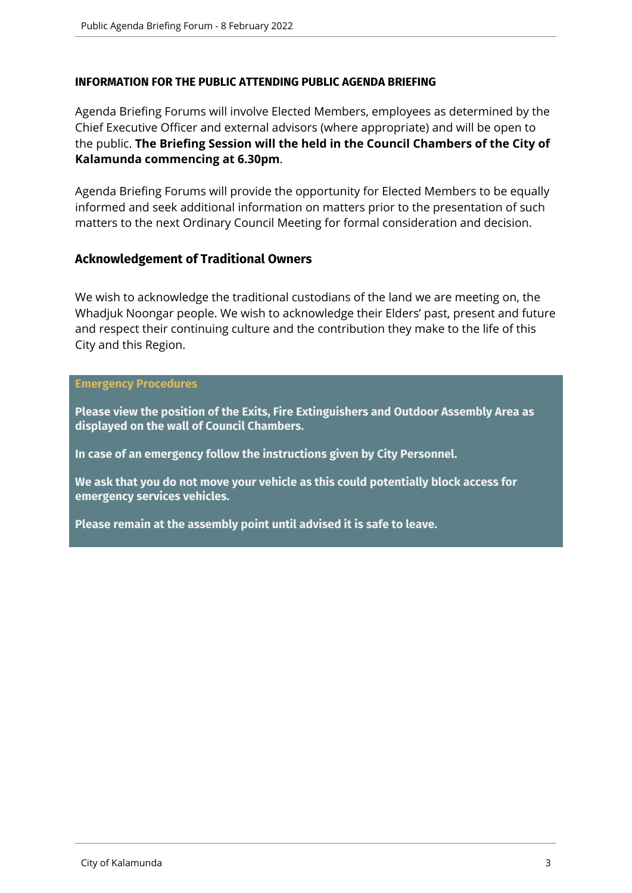**INFORMATION FOR THE PUBLIC ATTENDING PUBLIC AGENDA BRIEFING**

Agenda Briefing Forums will involve Elected Members, employees as determined by the Chief Executive Officer and external advisors (where appropriate) and will be open to the public. **The Briefing Session will the held in the Council Chambers of the City of Kalamunda commencing at 6.30pm**.

Agenda Briefing Forums will provide the opportunity for Elected Members to be equally informed and seek additional information on matters prior to the presentation of such matters to the next Ordinary Council Meeting for formal consideration and decision.

## Acknowledgement of Traditional Owners

We wish to acknowledge the traditional custodians of the land we are meeting on, the Whadjuk Noongar people. We wish to acknowledge their Elders' past, present and future and respect their continuing culture and the contribution they make to the life of this City and this Region.

### Emergency Procedures

**Please view the position of the Exits, Fire Extinguishers and Outdoor Assembly Area as displayed on the wall of Council Chambers.**

**In case of an emergency follow the instructions given by City Personnel.**

**We ask that you do not move your vehicle as this could potentially block access for emergency services vehicles.**

**Please remain at the assembly point until advised it is safe to leave.**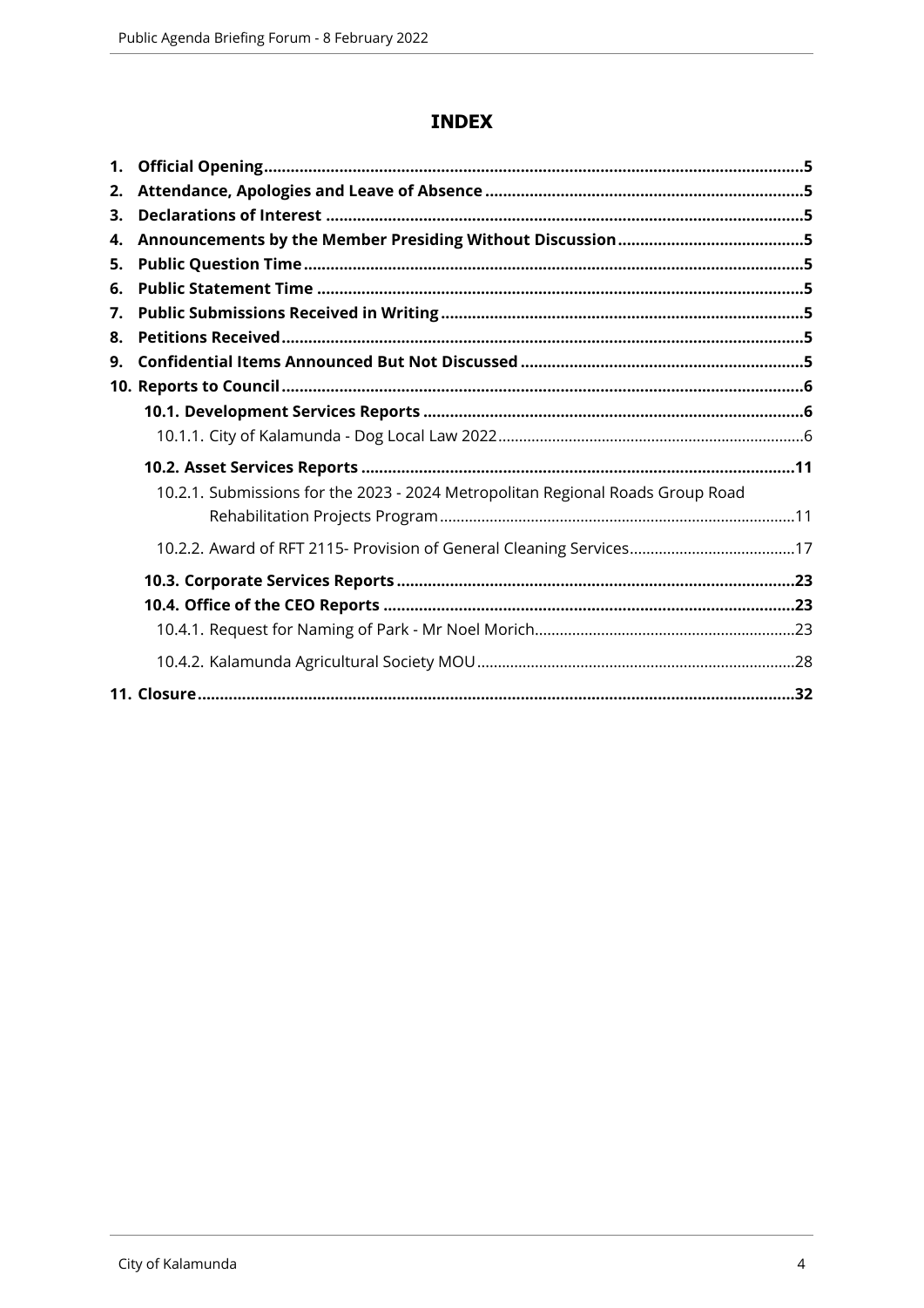# INDEX

1. **Official Opening** ........................................................................................................................ **5**
2. **Attendance, Apologies and Leave of Absence** ........................................................................ **5**
3. **Declarations of Interest** ............................................................................................................ **5**
4. **Announcements by the Member Presiding Without Discussion** .......................................... **5**
5. **Public Question Time** ................................................................................................................. **5**
6. **Public Statement Time** ............................................................................................................... **5**
7. **Public Submissions Received in Writing** .................................................................................. **5**
8. **Petitions Received** ...................................................................................................................... **5**
9. **Confidential Items Announced But Not Discussed** ................................................................ **5**
10. **Reports to Council** ...................................................................................................................... **6**
    - **10.1. Development Services Reports** ...................................................................................... **6**
        - 10.1.1. City of Kalamunda - Dog Local Law 2022 .......................................................................... 6
    - **10.2. Asset Services Reports** .................................................................................................. **11**
        - 10.2.1. Submissions for the 2023 - 2024 Metropolitan Regional Roads Group Road Rehabilitation Projects Program ..................................................................................... 11
        - 10.2.2. Award of RFT 2115- Provision of General Cleaning Services ........................................ 17
    - **10.3. Corporate Services Reports** ........................................................................................... **23**
    - **10.4. Office of the CEO Reports** ............................................................................................. **23**
        - 10.4.1. Request for Naming of Park - Mr Noel Morich ............................................................... 23
        - 10.4.2. Kalamunda Agricultural Society MOU ............................................................................ 28
11. **Closure** ...................................................................................................................................... **32**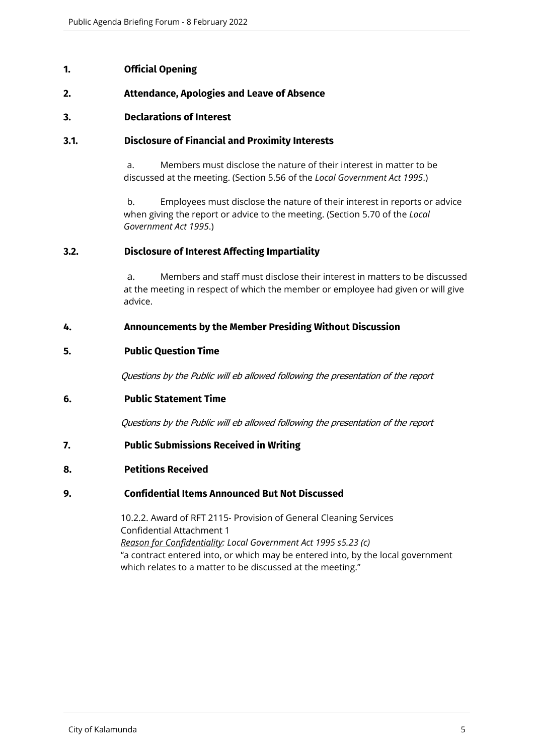## 1. Official Opening

## 2. Attendance, Apologies and Leave of Absence

## 3. Declarations of Interest

### 3.1. Disclosure of Financial and Proximity Interests

a. Members must disclose the nature of their interest in matter to be discussed at the meeting. (Section 5.56 of the *Local Government Act 1995*.)

b. Employees must disclose the nature of their interest in reports or advice when giving the report or advice to the meeting. (Section 5.70 of the *Local Government Act 1995*.)

### 3.2. Disclosure of Interest Affecting Impartiality

a. Members and staff must disclose their interest in matters to be discussed at the meeting in respect of which the member or employee had given or will give advice.

## 4. Announcements by the Member Presiding Without Discussion

## 5. Public Question Time

*Questions by the Public will eb allowed following the presentation of the report*

## 6. Public Statement Time

*Questions by the Public will eb allowed following the presentation of the report*

## 7. Public Submissions Received in Writing

## 8. Petitions Received

## 9. Confidential Items Announced But Not Discussed

10.2.2. Award of RFT 2115- Provision of General Cleaning Services
Confidential Attachment 1
*Reason for Confidentiality: Local Government Act 1995 s5.23 (c)*
"a contract entered into, or which may be entered into, by the local government which relates to a matter to be discussed at the meeting."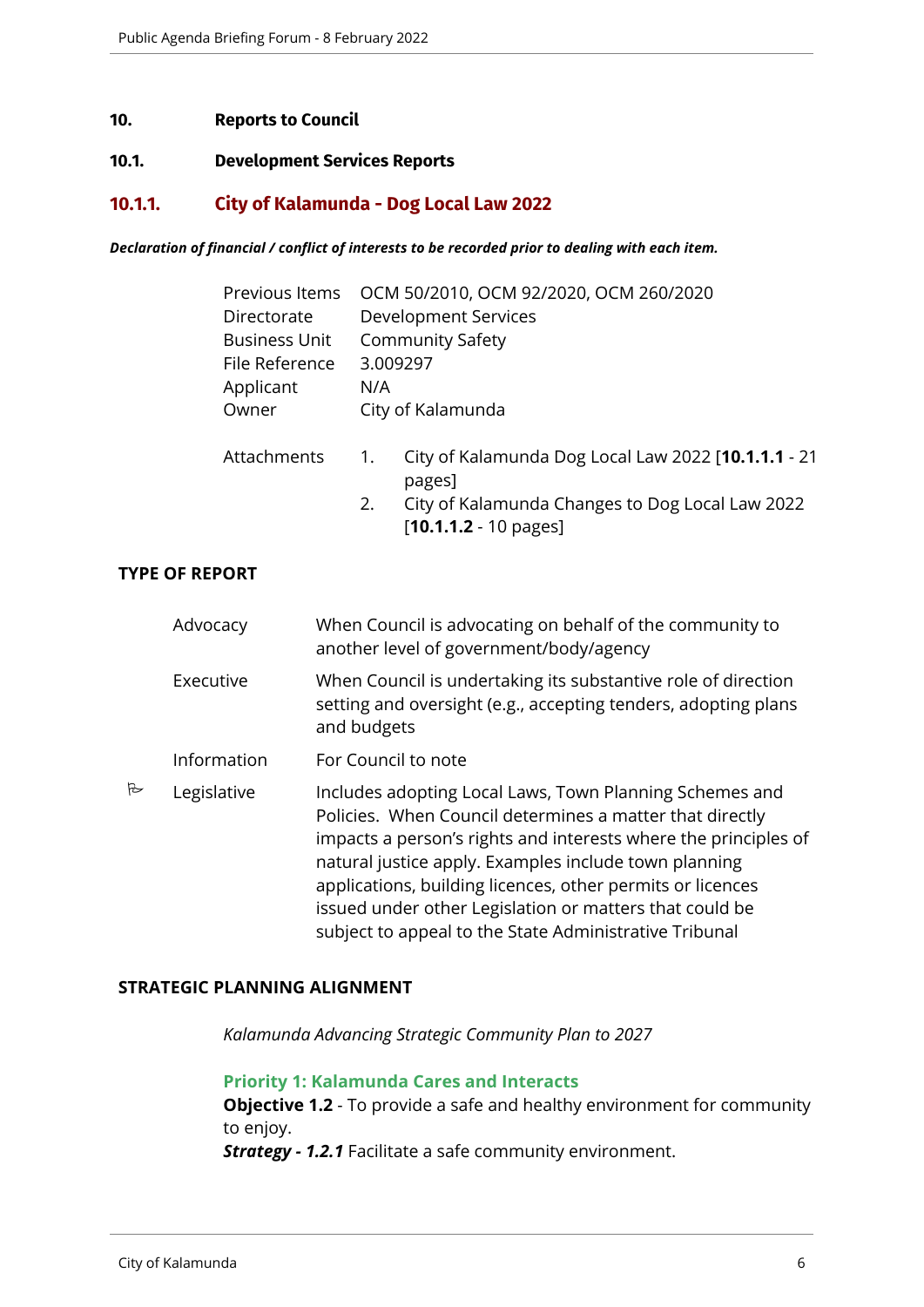# 10. Reports to Council

## 10.1. Development Services Reports

### 10.1.1. City of Kalamunda - Dog Local Law 2022

***Declaration of financial / conflict of interests to be recorded prior to dealing with each item.***

| | |
|---|---|
| Previous Items | OCM 50/2010, OCM 92/2020, OCM 260/2020 |
| Directorate | Development Services |
| Business Unit | Community Safety |
| File Reference | 3.009297 |
| Applicant | N/A |
| Owner | City of Kalamunda |

Attachments
1. City of Kalamunda Dog Local Law 2022 [**10.1.1.1** - 21 pages]
2. City of Kalamunda Changes to Dog Local Law 2022 [**10.1.1.2** - 10 pages]

**TYPE OF REPORT**

| | | |
|---|---|---|
| | Advocacy | When Council is advocating on behalf of the community to another level of government/body/agency |
| | Executive | When Council is undertaking its substantive role of direction setting and oversight (e.g., accepting tenders, adopting plans and budgets |
| | Information | For Council to note |
| ✓ | Legislative | Includes adopting Local Laws, Town Planning Schemes and Policies. When Council determines a matter that directly impacts a person's rights and interests where the principles of natural justice apply. Examples include town planning applications, building licences, other permits or licences issued under other Legislation or matters that could be subject to appeal to the State Administrative Tribunal |

**STRATEGIC PLANNING ALIGNMENT**

*Kalamunda Advancing Strategic Community Plan to 2027*

**Priority 1: Kalamunda Cares and Interacts**
**Objective 1.2** - To provide a safe and healthy environment for community to enjoy.
***Strategy - 1.2.1*** Facilitate a safe community environment.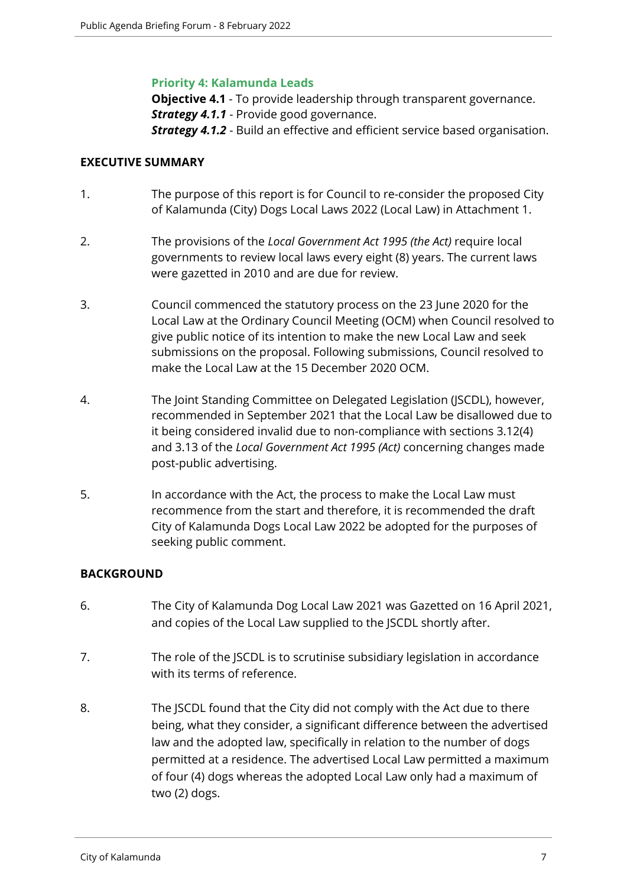### Priority 4: Kalamunda Leads

**Objective 4.1** - To provide leadership through transparent governance.
***Strategy 4.1.1*** - Provide good governance.
***Strategy 4.1.2*** - Build an effective and efficient service based organisation.

## EXECUTIVE SUMMARY

1. The purpose of this report is for Council to re-consider the proposed City of Kalamunda (City) Dogs Local Laws 2022 (Local Law) in Attachment 1.

2. The provisions of the *Local Government Act 1995 (the Act)* require local governments to review local laws every eight (8) years. The current laws were gazetted in 2010 and are due for review.

3. Council commenced the statutory process on the 23 June 2020 for the Local Law at the Ordinary Council Meeting (OCM) when Council resolved to give public notice of its intention to make the new Local Law and seek submissions on the proposal. Following submissions, Council resolved to make the Local Law at the 15 December 2020 OCM.

4. The Joint Standing Committee on Delegated Legislation (JSCDL), however, recommended in September 2021 that the Local Law be disallowed due to it being considered invalid due to non-compliance with sections 3.12(4) and 3.13 of the *Local Government Act 1995 (Act)* concerning changes made post-public advertising.

5. In accordance with the Act, the process to make the Local Law must recommence from the start and therefore, it is recommended the draft City of Kalamunda Dogs Local Law 2022 be adopted for the purposes of seeking public comment.

## BACKGROUND

6. The City of Kalamunda Dog Local Law 2021 was Gazetted on 16 April 2021, and copies of the Local Law supplied to the JSCDL shortly after.

7. The role of the JSCDL is to scrutinise subsidiary legislation in accordance with its terms of reference.

8. The JSCDL found that the City did not comply with the Act due to there being, what they consider, a significant difference between the advertised law and the adopted law, specifically in relation to the number of dogs permitted at a residence. The advertised Local Law permitted a maximum of four (4) dogs whereas the adopted Local Law only had a maximum of two (2) dogs.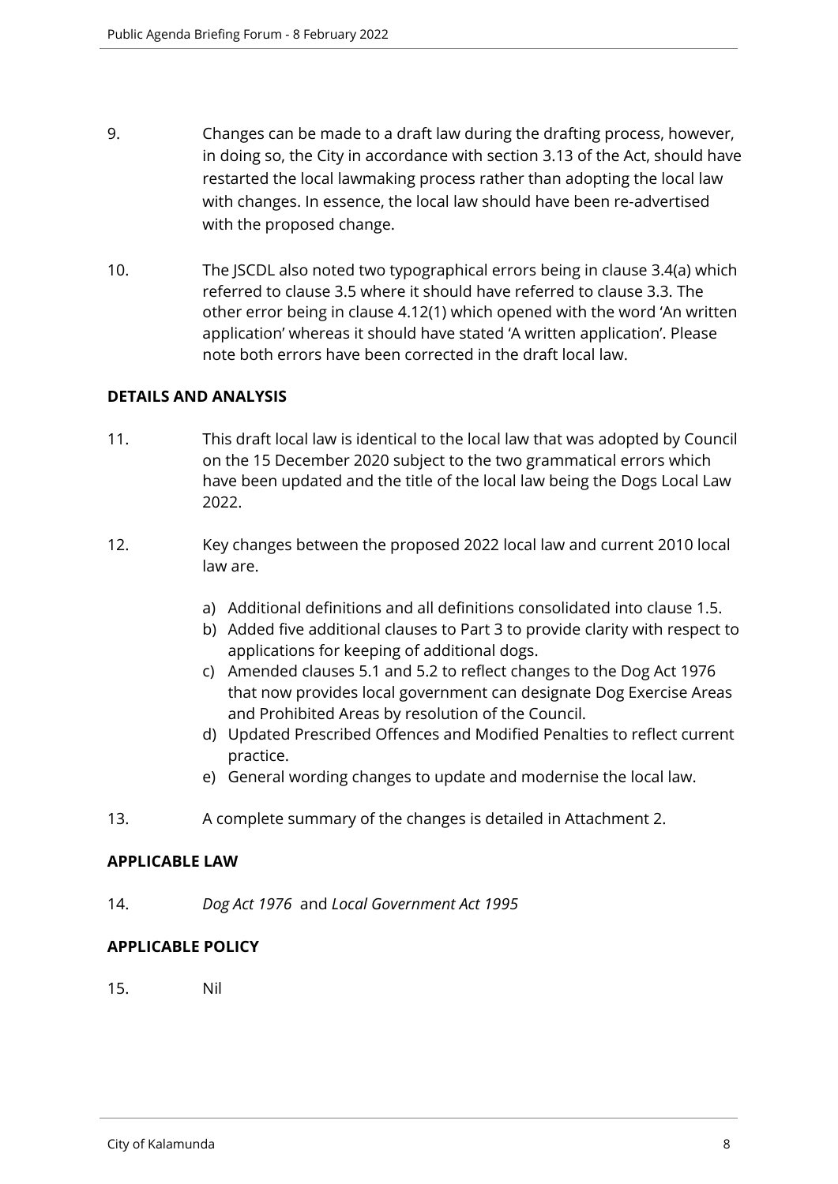9. Changes can be made to a draft law during the drafting process, however, in doing so, the City in accordance with section 3.13 of the Act, should have restarted the local lawmaking process rather than adopting the local law with changes. In essence, the local law should have been re-advertised with the proposed change.

10. The JSCDL also noted two typographical errors being in clause 3.4(a) which referred to clause 3.5 where it should have referred to clause 3.3. The other error being in clause 4.12(1) which opened with the word 'An written application' whereas it should have stated 'A written application'. Please note both errors have been corrected in the draft local law.

**DETAILS AND ANALYSIS**

11. This draft local law is identical to the local law that was adopted by Council on the 15 December 2020 subject to the two grammatical errors which have been updated and the title of the local law being the Dogs Local Law 2022.

12. Key changes between the proposed 2022 local law and current 2010 local law are.

    a) Additional definitions and all definitions consolidated into clause 1.5.
    b) Added five additional clauses to Part 3 to provide clarity with respect to applications for keeping of additional dogs.
    c) Amended clauses 5.1 and 5.2 to reflect changes to the Dog Act 1976 that now provides local government can designate Dog Exercise Areas and Prohibited Areas by resolution of the Council.
    d) Updated Prescribed Offences and Modified Penalties to reflect current practice.
    e) General wording changes to update and modernise the local law.

13. A complete summary of the changes is detailed in Attachment 2.

**APPLICABLE LAW**

14. *Dog Act 1976* and *Local Government Act 1995*

**APPLICABLE POLICY**

15. Nil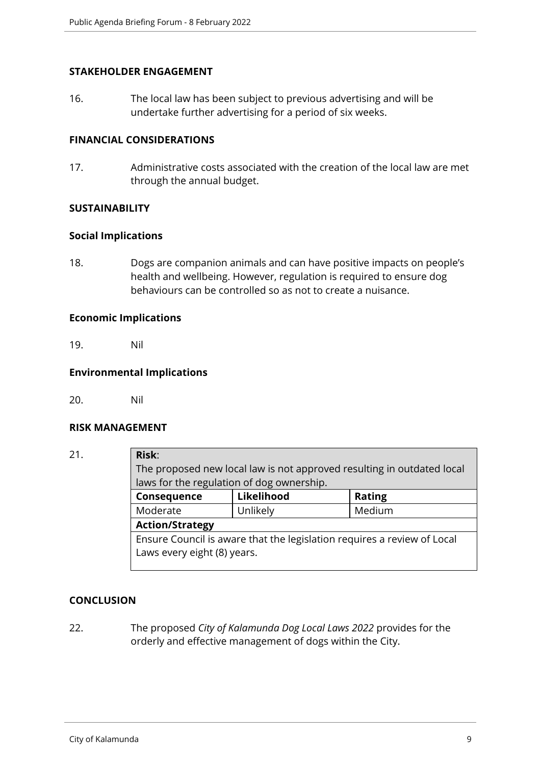## STAKEHOLDER ENGAGEMENT

16. The local law has been subject to previous advertising and will be undertake further advertising for a period of six weeks.

## FINANCIAL CONSIDERATIONS

17. Administrative costs associated with the creation of the local law are met through the annual budget.

## SUSTAINABILITY

### Social Implications

18. Dogs are companion animals and can have positive impacts on people's health and wellbeing. However, regulation is required to ensure dog behaviours can be controlled so as not to create a nuisance.

### Economic Implications

19. Nil

### Environmental Implications

20. Nil

## RISK MANAGEMENT

21.

| **Risk**: The proposed new local law is not approved resulting in outdated local laws for the regulation of dog ownership. | | |
|---|---|---|
| **Consequence** | **Likelihood** | **Rating** |
| Moderate | Unlikely | Medium |
| **Action/Strategy** | | |
| Ensure Council is aware that the legislation requires a review of Local Laws every eight (8) years. | | |

## CONCLUSION

22. The proposed *City of Kalamunda Dog Local Laws 2022* provides for the orderly and effective management of dogs within the City.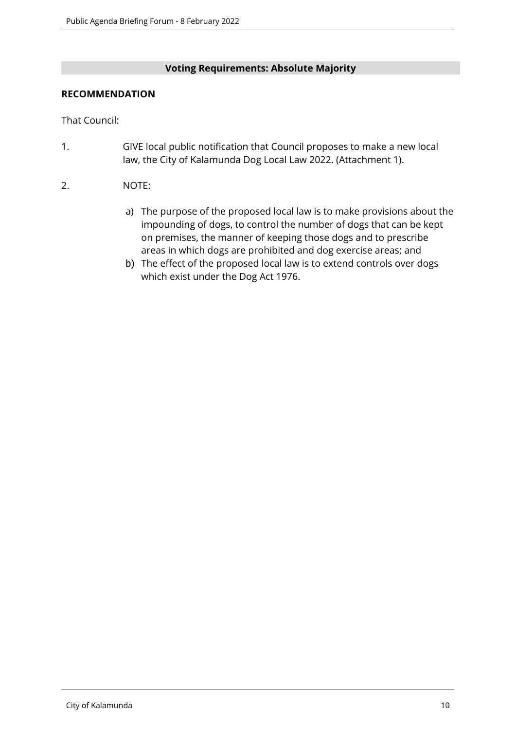**Voting Requirements: Absolute Majority**

**RECOMMENDATION**

That Council:

1. GIVE local public notification that Council proposes to make a new local law, the City of Kalamunda Dog Local Law 2022. (Attachment 1).

2. NOTE:

   a) The purpose of the proposed local law is to make provisions about the impounding of dogs, to control the number of dogs that can be kept on premises, the manner of keeping those dogs and to prescribe areas in which dogs are prohibited and dog exercise areas; and
   
   b) The effect of the proposed local law is to extend controls over dogs which exist under the Dog Act 1976.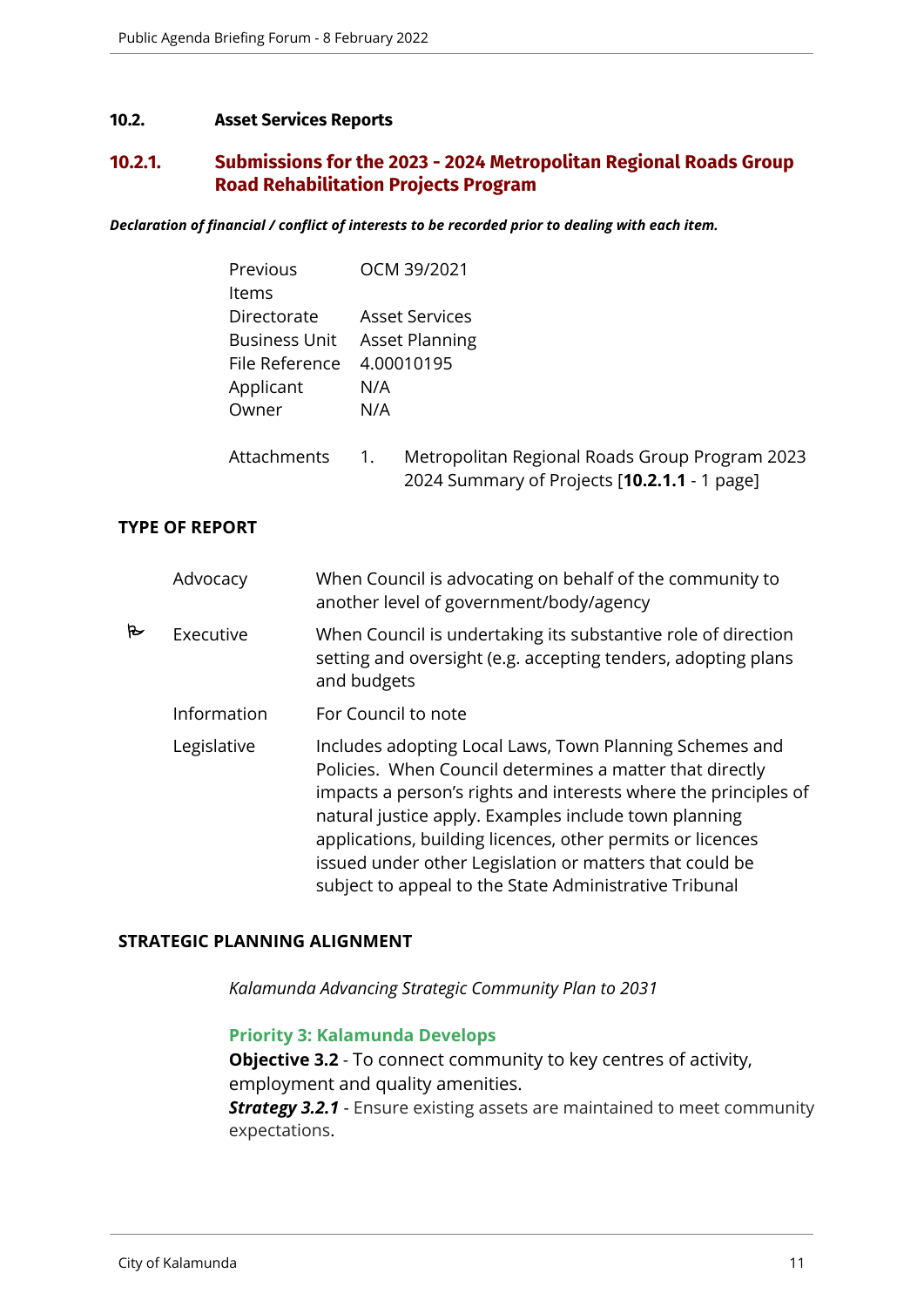## 10.2. Asset Services Reports

### 10.2.1. Submissions for the 2023 - 2024 Metropolitan Regional Roads Group Road Rehabilitation Projects Program

***Declaration of financial / conflict of interests to be recorded prior to dealing with each item.***

| | |
|---|---|
| Previous Items | OCM 39/2021 |
| Directorate | Asset Services |
| Business Unit | Asset Planning |
| File Reference | 4.00010195 |
| Applicant | N/A |
| Owner | N/A |
| Attachments | 1. Metropolitan Regional Roads Group Program 2023 2024 Summary of Projects [**10.2.1.1** - 1 page] |

**TYPE OF REPORT**

| | | |
|---|---|---|
| | Advocacy | When Council is advocating on behalf of the community to another level of government/body/agency |
| ✓ | Executive | When Council is undertaking its substantive role of direction setting and oversight (e.g. accepting tenders, adopting plans and budgets |
| | Information | For Council to note |
| | Legislative | Includes adopting Local Laws, Town Planning Schemes and Policies. When Council determines a matter that directly impacts a person's rights and interests where the principles of natural justice apply. Examples include town planning applications, building licences, other permits or licences issued under other Legislation or matters that could be subject to appeal to the State Administrative Tribunal |

**STRATEGIC PLANNING ALIGNMENT**

*Kalamunda Advancing Strategic Community Plan to 2031*

**Priority 3: Kalamunda Develops**

**Objective 3.2** - To connect community to key centres of activity, employment and quality amenities.

***Strategy 3.2.1*** - Ensure existing assets are maintained to meet community expectations.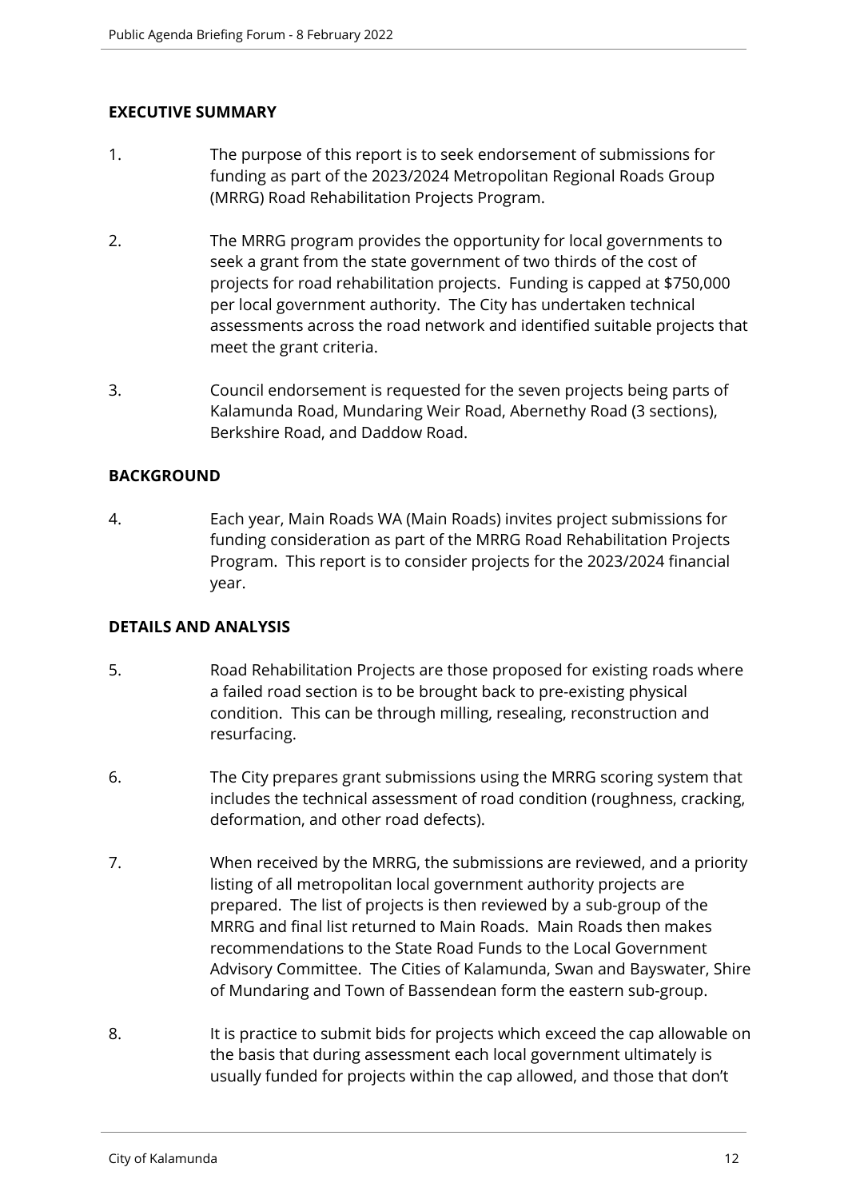## EXECUTIVE SUMMARY

1. The purpose of this report is to seek endorsement of submissions for funding as part of the 2023/2024 Metropolitan Regional Roads Group (MRRG) Road Rehabilitation Projects Program.

2. The MRRG program provides the opportunity for local governments to seek a grant from the state government of two thirds of the cost of projects for road rehabilitation projects. Funding is capped at $750,000 per local government authority. The City has undertaken technical assessments across the road network and identified suitable projects that meet the grant criteria.

3. Council endorsement is requested for the seven projects being parts of Kalamunda Road, Mundaring Weir Road, Abernethy Road (3 sections), Berkshire Road, and Daddow Road.

## BACKGROUND

4. Each year, Main Roads WA (Main Roads) invites project submissions for funding consideration as part of the MRRG Road Rehabilitation Projects Program. This report is to consider projects for the 2023/2024 financial year.

## DETAILS AND ANALYSIS

5. Road Rehabilitation Projects are those proposed for existing roads where a failed road section is to be brought back to pre-existing physical condition. This can be through milling, resealing, reconstruction and resurfacing.

6. The City prepares grant submissions using the MRRG scoring system that includes the technical assessment of road condition (roughness, cracking, deformation, and other road defects).

7. When received by the MRRG, the submissions are reviewed, and a priority listing of all metropolitan local government authority projects are prepared. The list of projects is then reviewed by a sub-group of the MRRG and final list returned to Main Roads. Main Roads then makes recommendations to the State Road Funds to the Local Government Advisory Committee. The Cities of Kalamunda, Swan and Bayswater, Shire of Mundaring and Town of Bassendean form the eastern sub-group.

8. It is practice to submit bids for projects which exceed the cap allowable on the basis that during assessment each local government ultimately is usually funded for projects within the cap allowed, and those that don't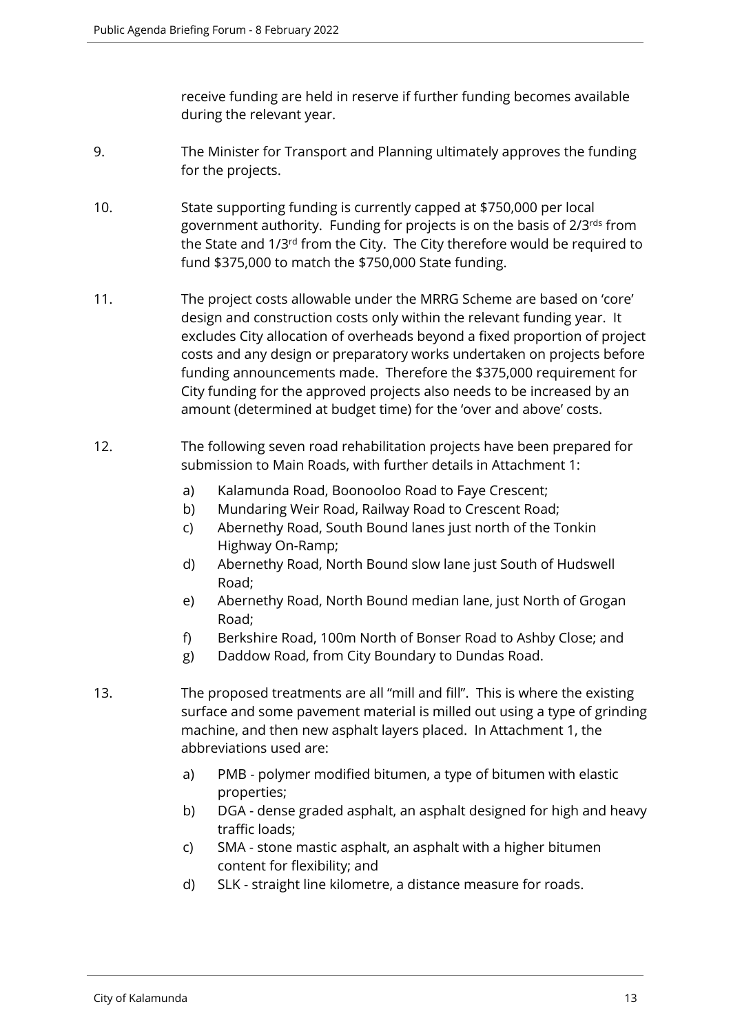receive funding are held in reserve if further funding becomes available during the relevant year.

9. The Minister for Transport and Planning ultimately approves the funding for the projects.

10. State supporting funding is currently capped at $750,000 per local government authority. Funding for projects is on the basis of 2/3rds from the State and 1/3rd from the City. The City therefore would be required to fund $375,000 to match the $750,000 State funding.

11. The project costs allowable under the MRRG Scheme are based on 'core' design and construction costs only within the relevant funding year. It excludes City allocation of overheads beyond a fixed proportion of project costs and any design or preparatory works undertaken on projects before funding announcements made. Therefore the $375,000 requirement for City funding for the approved projects also needs to be increased by an amount (determined at budget time) for the 'over and above' costs.

12. The following seven road rehabilitation projects have been prepared for submission to Main Roads, with further details in Attachment 1:

    a) Kalamunda Road, Boonooloo Road to Faye Crescent;
    b) Mundaring Weir Road, Railway Road to Crescent Road;
    c) Abernethy Road, South Bound lanes just north of the Tonkin Highway On-Ramp;
    d) Abernethy Road, North Bound slow lane just South of Hudswell Road;
    e) Abernethy Road, North Bound median lane, just North of Grogan Road;
    f) Berkshire Road, 100m North of Bonser Road to Ashby Close; and
    g) Daddow Road, from City Boundary to Dundas Road.

13. The proposed treatments are all "mill and fill". This is where the existing surface and some pavement material is milled out using a type of grinding machine, and then new asphalt layers placed. In Attachment 1, the abbreviations used are:

    a) PMB - polymer modified bitumen, a type of bitumen with elastic properties;
    b) DGA - dense graded asphalt, an asphalt designed for high and heavy traffic loads;
    c) SMA - stone mastic asphalt, an asphalt with a higher bitumen content for flexibility; and
    d) SLK - straight line kilometre, a distance measure for roads.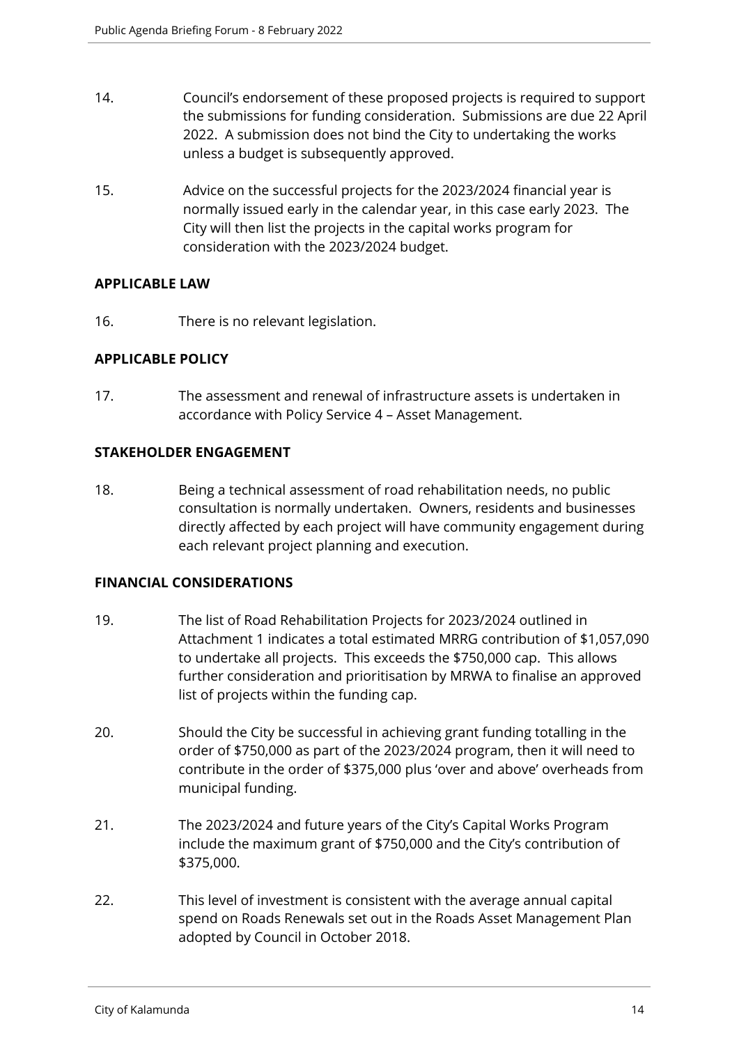14. Council's endorsement of these proposed projects is required to support the submissions for funding consideration. Submissions are due 22 April 2022. A submission does not bind the City to undertaking the works unless a budget is subsequently approved.

15. Advice on the successful projects for the 2023/2024 financial year is normally issued early in the calendar year, in this case early 2023. The City will then list the projects in the capital works program for consideration with the 2023/2024 budget.

**APPLICABLE LAW**

16. There is no relevant legislation.

**APPLICABLE POLICY**

17. The assessment and renewal of infrastructure assets is undertaken in accordance with Policy Service 4 – Asset Management.

**STAKEHOLDER ENGAGEMENT**

18. Being a technical assessment of road rehabilitation needs, no public consultation is normally undertaken. Owners, residents and businesses directly affected by each project will have community engagement during each relevant project planning and execution.

**FINANCIAL CONSIDERATIONS**

19. The list of Road Rehabilitation Projects for 2023/2024 outlined in Attachment 1 indicates a total estimated MRRG contribution of $1,057,090 to undertake all projects. This exceeds the $750,000 cap. This allows further consideration and prioritisation by MRWA to finalise an approved list of projects within the funding cap.

20. Should the City be successful in achieving grant funding totalling in the order of $750,000 as part of the 2023/2024 program, then it will need to contribute in the order of $375,000 plus 'over and above' overheads from municipal funding.

21. The 2023/2024 and future years of the City's Capital Works Program include the maximum grant of $750,000 and the City's contribution of $375,000.

22. This level of investment is consistent with the average annual capital spend on Roads Renewals set out in the Roads Asset Management Plan adopted by Council in October 2018.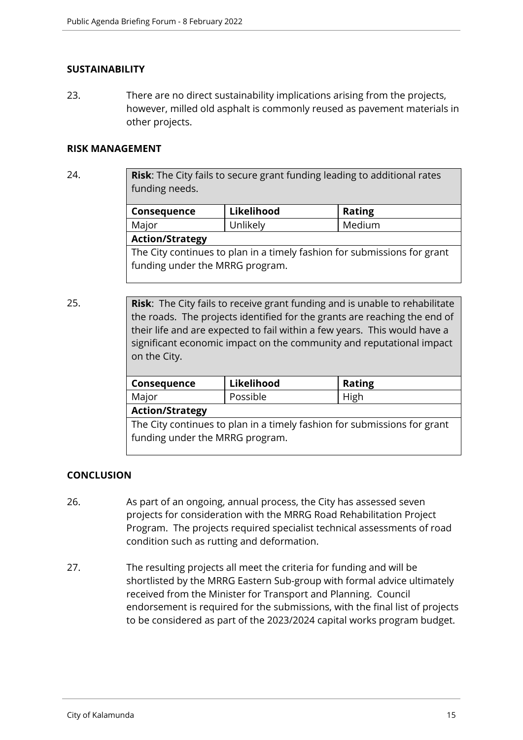## SUSTAINABILITY

23. There are no direct sustainability implications arising from the projects, however, milled old asphalt is commonly reused as pavement materials in other projects.

## RISK MANAGEMENT

24.

| **Risk**: The City fails to secure grant funding leading to additional rates funding needs. | | |
|---|---|---|
| **Consequence** | **Likelihood** | **Rating** |
| Major | Unlikely | Medium |
| **Action/Strategy** | | |
| The City continues to plan in a timely fashion for submissions for grant funding under the MRRG program. | | |

25.

| **Risk**: The City fails to receive grant funding and is unable to rehabilitate the roads. The projects identified for the grants are reaching the end of their life and are expected to fail within a few years. This would have a significant economic impact on the community and reputational impact on the City. | | |
|---|---|---|
| **Consequence** | **Likelihood** | **Rating** |
| Major | Possible | High |
| **Action/Strategy** | | |
| The City continues to plan in a timely fashion for submissions for grant funding under the MRRG program. | | |

## CONCLUSION

26. As part of an ongoing, annual process, the City has assessed seven projects for consideration with the MRRG Road Rehabilitation Project Program. The projects required specialist technical assessments of road condition such as rutting and deformation.

27. The resulting projects all meet the criteria for funding and will be shortlisted by the MRRG Eastern Sub-group with formal advice ultimately received from the Minister for Transport and Planning. Council endorsement is required for the submissions, with the final list of projects to be considered as part of the 2023/2024 capital works program budget.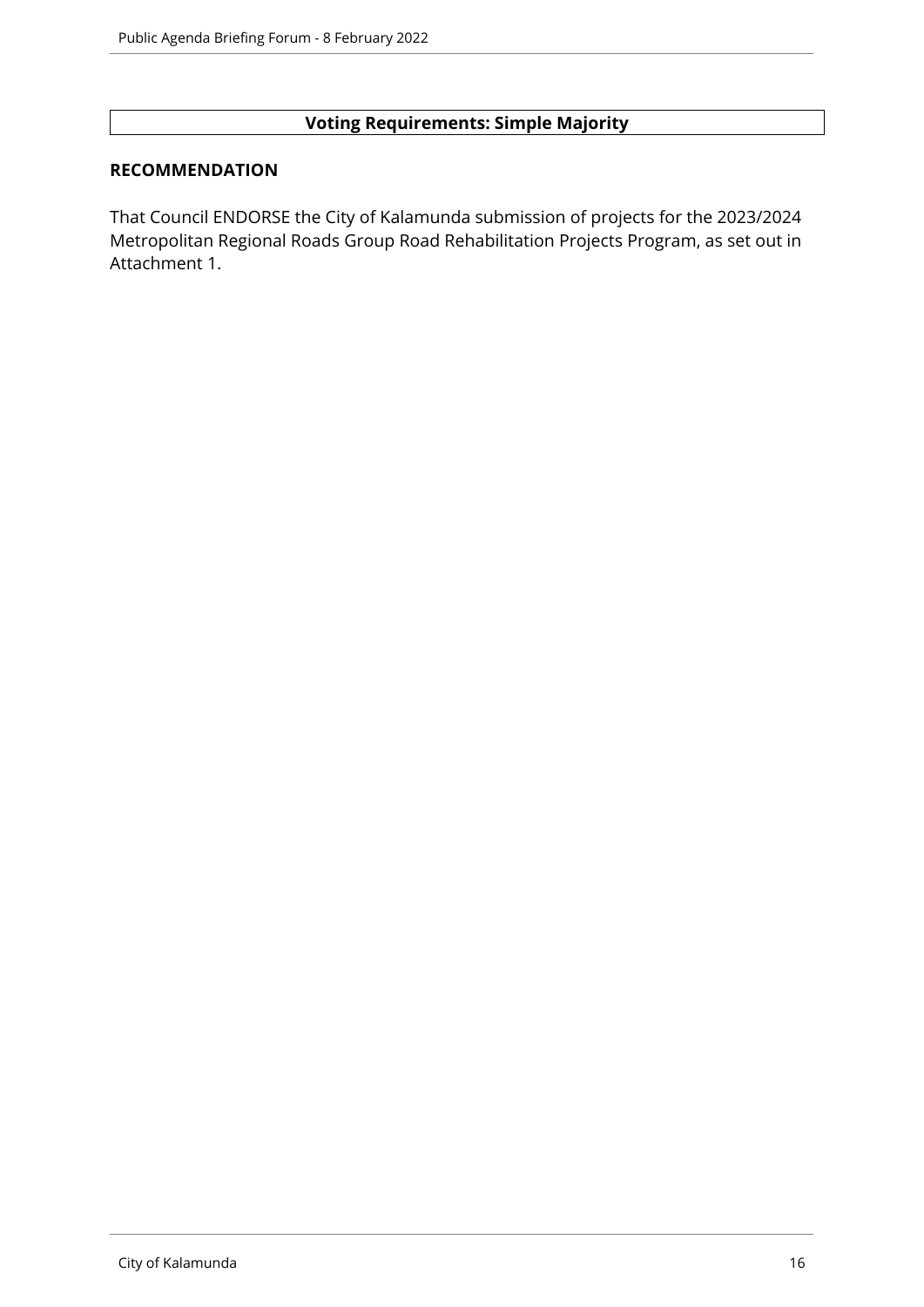**Voting Requirements: Simple Majority**

**RECOMMENDATION**

That Council ENDORSE the City of Kalamunda submission of projects for the 2023/2024 Metropolitan Regional Roads Group Road Rehabilitation Projects Program, as set out in Attachment 1.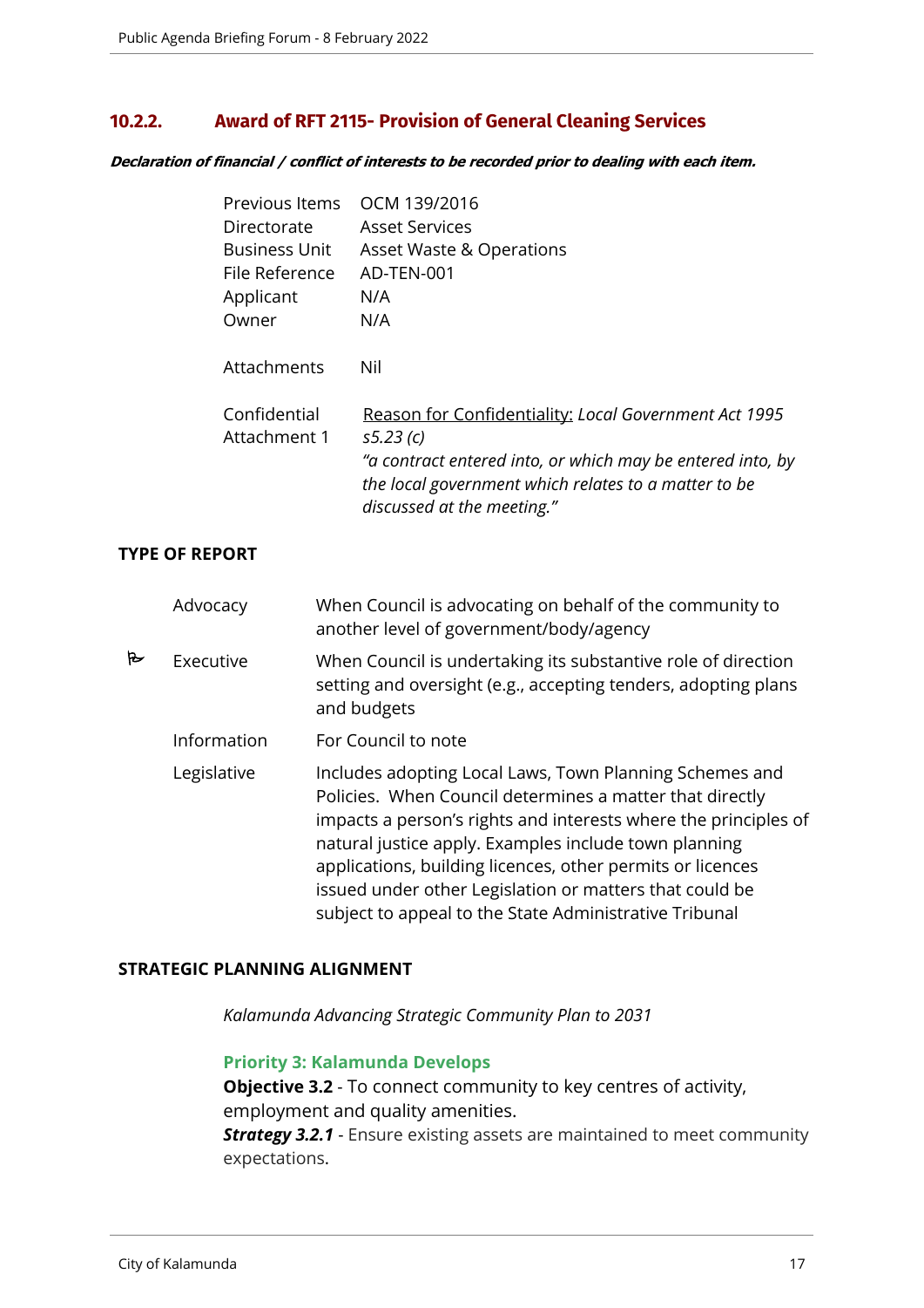## 10.2.2. Award of RFT 2115- Provision of General Cleaning Services

***Declaration of financial / conflict of interests to be recorded prior to dealing with each item.***

| | |
|---|---|
| Previous Items | OCM 139/2016 |
| Directorate | Asset Services |
| Business Unit | Asset Waste & Operations |
| File Reference | AD-TEN-001 |
| Applicant | N/A |
| Owner | N/A |
| Attachments | Nil |
| Confidential Attachment 1 | <u>Reason for Confidentiality:</u> *Local Government Act 1995 s5.23 (c)* *"a contract entered into, or which may be entered into, by the local government which relates to a matter to be discussed at the meeting."* |

**TYPE OF REPORT**

| | | |
|---|---|---|
| | Advocacy | When Council is advocating on behalf of the community to another level of government/body/agency |
| ✓ | Executive | When Council is undertaking its substantive role of direction setting and oversight (e.g., accepting tenders, adopting plans and budgets |
| | Information | For Council to note |
| | Legislative | Includes adopting Local Laws, Town Planning Schemes and Policies. When Council determines a matter that directly impacts a person's rights and interests where the principles of natural justice apply. Examples include town planning applications, building licences, other permits or licences issued under other Legislation or matters that could be subject to appeal to the State Administrative Tribunal |

**STRATEGIC PLANNING ALIGNMENT**

*Kalamunda Advancing Strategic Community Plan to 2031*

**Priority 3: Kalamunda Develops**
**Objective 3.2** - To connect community to key centres of activity, employment and quality amenities.
***Strategy 3.2.1*** - Ensure existing assets are maintained to meet community expectations.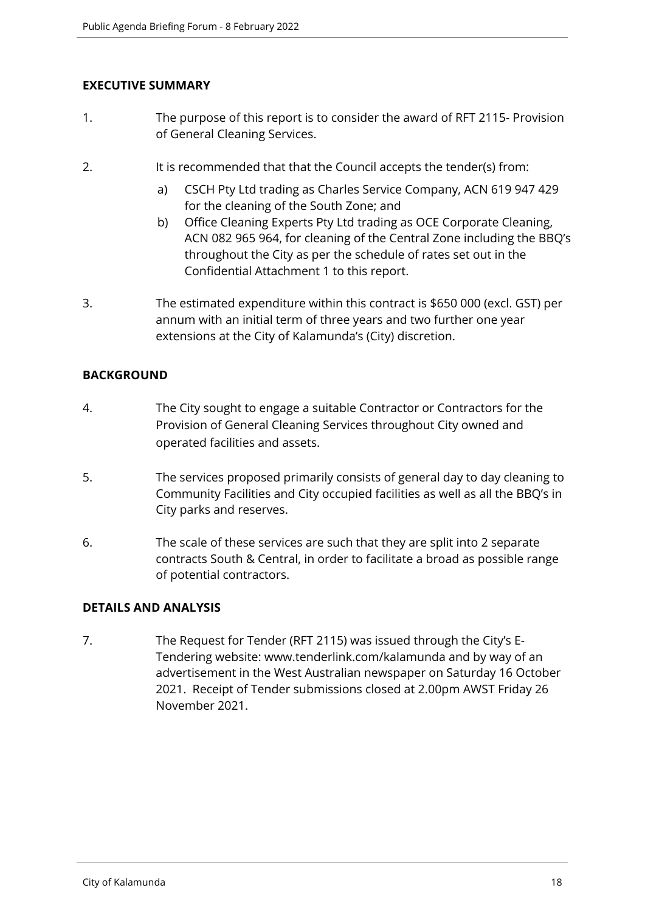## EXECUTIVE SUMMARY

1. The purpose of this report is to consider the award of RFT 2115- Provision of General Cleaning Services.

2. It is recommended that that the Council accepts the tender(s) from:

   a) CSCH Pty Ltd trading as Charles Service Company, ACN 619 947 429 for the cleaning of the South Zone; and

   b) Office Cleaning Experts Pty Ltd trading as OCE Corporate Cleaning, ACN 082 965 964, for cleaning of the Central Zone including the BBQ's throughout the City as per the schedule of rates set out in the Confidential Attachment 1 to this report.

3. The estimated expenditure within this contract is $650 000 (excl. GST) per annum with an initial term of three years and two further one year extensions at the City of Kalamunda's (City) discretion.

## BACKGROUND

4. The City sought to engage a suitable Contractor or Contractors for the Provision of General Cleaning Services throughout City owned and operated facilities and assets.

5. The services proposed primarily consists of general day to day cleaning to Community Facilities and City occupied facilities as well as all the BBQ's in City parks and reserves.

6. The scale of these services are such that they are split into 2 separate contracts South & Central, in order to facilitate a broad as possible range of potential contractors.

## DETAILS AND ANALYSIS

7. The Request for Tender (RFT 2115) was issued through the City's E-Tendering website: www.tenderlink.com/kalamunda and by way of an advertisement in the West Australian newspaper on Saturday 16 October 2021. Receipt of Tender submissions closed at 2.00pm AWST Friday 26 November 2021.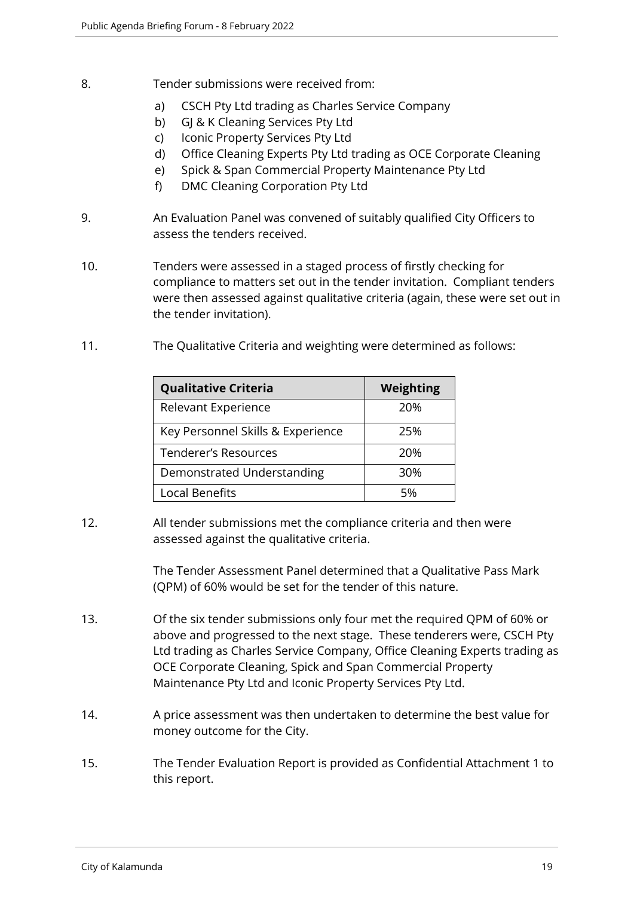8. Tender submissions were received from:

   a) CSCH Pty Ltd trading as Charles Service Company
   b) GJ & K Cleaning Services Pty Ltd
   c) Iconic Property Services Pty Ltd
   d) Office Cleaning Experts Pty Ltd trading as OCE Corporate Cleaning
   e) Spick & Span Commercial Property Maintenance Pty Ltd
   f) DMC Cleaning Corporation Pty Ltd

9. An Evaluation Panel was convened of suitably qualified City Officers to assess the tenders received.

10. Tenders were assessed in a staged process of firstly checking for compliance to matters set out in the tender invitation. Compliant tenders were then assessed against qualitative criteria (again, these were set out in the tender invitation).

11. The Qualitative Criteria and weighting were determined as follows:

| Qualitative Criteria | Weighting |
|---|---|
| Relevant Experience | 20% |
| Key Personnel Skills & Experience | 25% |
| Tenderer's Resources | 20% |
| Demonstrated Understanding | 30% |
| Local Benefits | 5% |

12. All tender submissions met the compliance criteria and then were assessed against the qualitative criteria.

    The Tender Assessment Panel determined that a Qualitative Pass Mark (QPM) of 60% would be set for the tender of this nature.

13. Of the six tender submissions only four met the required QPM of 60% or above and progressed to the next stage. These tenderers were, CSCH Pty Ltd trading as Charles Service Company, Office Cleaning Experts trading as OCE Corporate Cleaning, Spick and Span Commercial Property Maintenance Pty Ltd and Iconic Property Services Pty Ltd.

14. A price assessment was then undertaken to determine the best value for money outcome for the City.

15. The Tender Evaluation Report is provided as Confidential Attachment 1 to this report.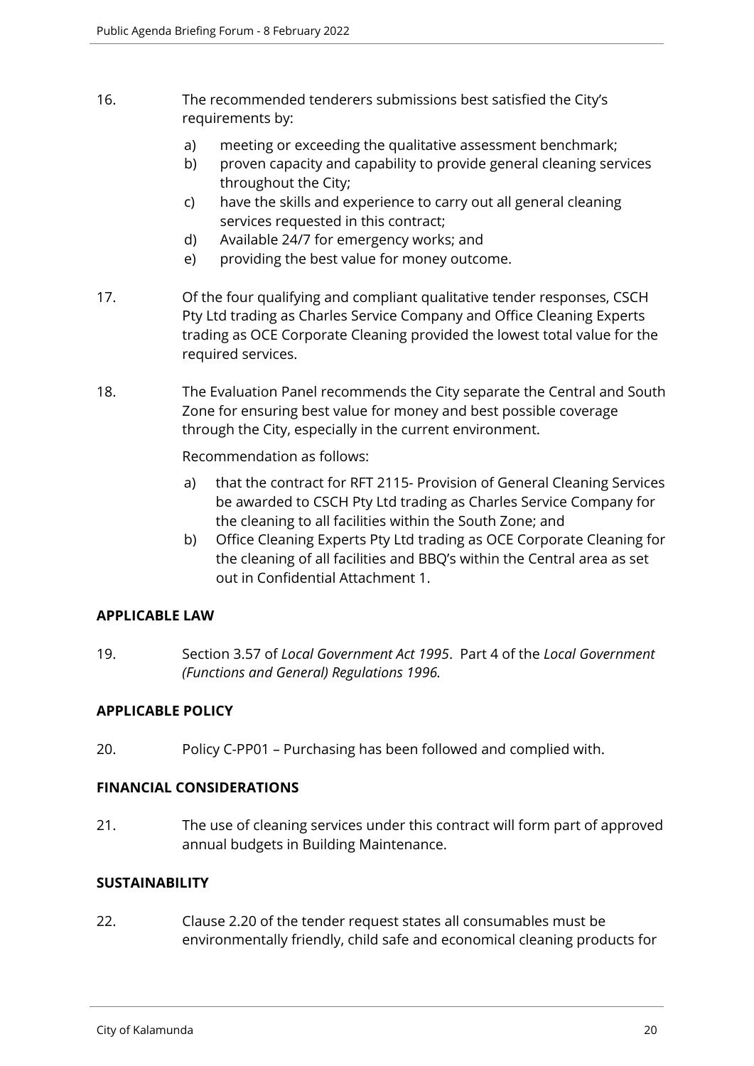16. The recommended tenderers submissions best satisfied the City's requirements by:

    a) meeting or exceeding the qualitative assessment benchmark;
    b) proven capacity and capability to provide general cleaning services throughout the City;
    c) have the skills and experience to carry out all general cleaning services requested in this contract;
    d) Available 24/7 for emergency works; and
    e) providing the best value for money outcome.

17. Of the four qualifying and compliant qualitative tender responses, CSCH Pty Ltd trading as Charles Service Company and Office Cleaning Experts trading as OCE Corporate Cleaning provided the lowest total value for the required services.

18. The Evaluation Panel recommends the City separate the Central and South Zone for ensuring best value for money and best possible coverage through the City, especially in the current environment.

    Recommendation as follows:

    a) that the contract for RFT 2115- Provision of General Cleaning Services be awarded to CSCH Pty Ltd trading as Charles Service Company for the cleaning to all facilities within the South Zone; and
    b) Office Cleaning Experts Pty Ltd trading as OCE Corporate Cleaning for the cleaning of all facilities and BBQ's within the Central area as set out in Confidential Attachment 1.

## APPLICABLE LAW

19. Section 3.57 of *Local Government Act 1995*. Part 4 of the *Local Government (Functions and General) Regulations 1996.*

## APPLICABLE POLICY

20. Policy C-PP01 – Purchasing has been followed and complied with.

## FINANCIAL CONSIDERATIONS

21. The use of cleaning services under this contract will form part of approved annual budgets in Building Maintenance.

## SUSTAINABILITY

22. Clause 2.20 of the tender request states all consumables must be environmentally friendly, child safe and economical cleaning products for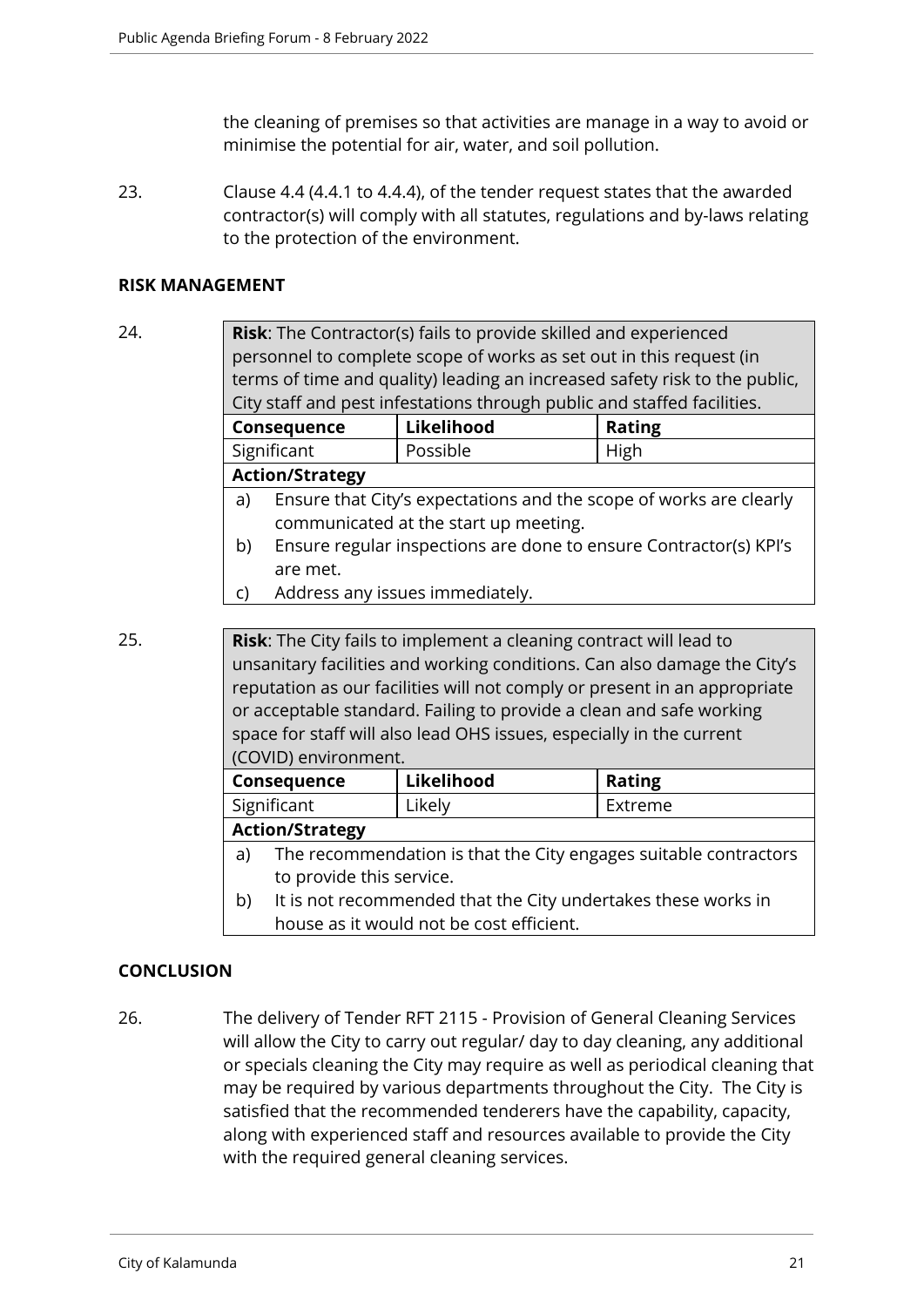the cleaning of premises so that activities are manage in a way to avoid or minimise the potential for air, water, and soil pollution.

23. Clause 4.4 (4.4.1 to 4.4.4), of the tender request states that the awarded contractor(s) will comply with all statutes, regulations and by-laws relating to the protection of the environment.

## RISK MANAGEMENT

24.

| **Risk**: The Contractor(s) fails to provide skilled and experienced personnel to complete scope of works as set out in this request (in terms of time and quality) leading an increased safety risk to the public, City staff and pest infestations through public and staffed facilities. | | |
|---|---|---|
| **Consequence** | **Likelihood** | **Rating** |
| Significant | Possible | High |
| **Action/Strategy** | | |
| a) Ensure that City's expectations and the scope of works are clearly communicated at the start up meeting.<br>b) Ensure regular inspections are done to ensure Contractor(s) KPI's are met.<br>c) Address any issues immediately. | | |

25.

| **Risk**: The City fails to implement a cleaning contract will lead to unsanitary facilities and working conditions. Can also damage the City's reputation as our facilities will not comply or present in an appropriate or acceptable standard. Failing to provide a clean and safe working space for staff will also lead OHS issues, especially in the current (COVID) environment. | | |
|---|---|---|
| **Consequence** | **Likelihood** | **Rating** |
| Significant | Likely | Extreme |
| **Action/Strategy** | | |
| a) The recommendation is that the City engages suitable contractors to provide this service.<br>b) It is not recommended that the City undertakes these works in house as it would not be cost efficient. | | |

## CONCLUSION

26. The delivery of Tender RFT 2115 - Provision of General Cleaning Services will allow the City to carry out regular/ day to day cleaning, any additional or specials cleaning the City may require as well as periodical cleaning that may be required by various departments throughout the City. The City is satisfied that the recommended tenderers have the capability, capacity, along with experienced staff and resources available to provide the City with the required general cleaning services.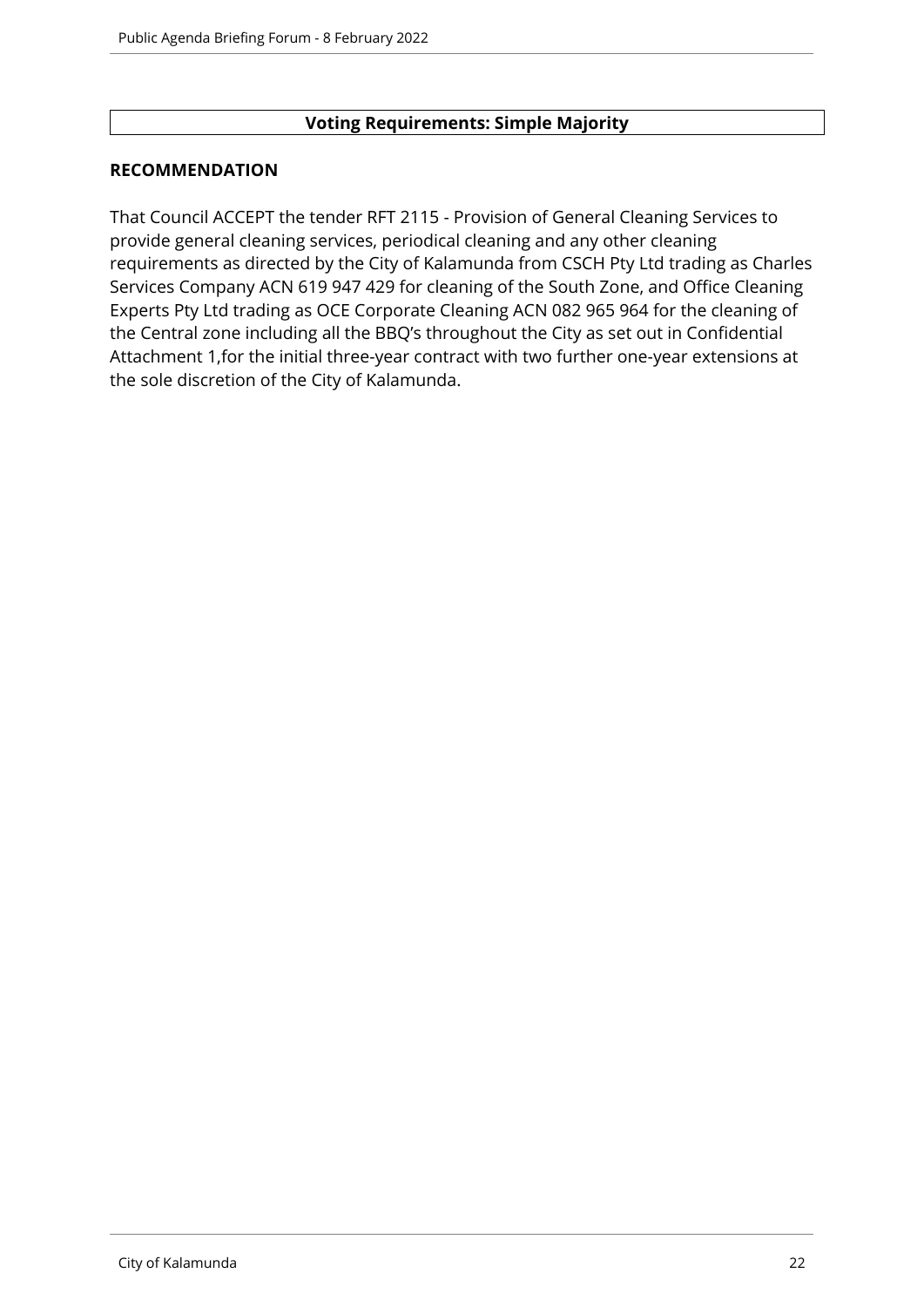**Voting Requirements: Simple Majority**

**RECOMMENDATION**

That Council ACCEPT the tender RFT 2115 - Provision of General Cleaning Services to provide general cleaning services, periodical cleaning and any other cleaning requirements as directed by the City of Kalamunda from CSCH Pty Ltd trading as Charles Services Company ACN 619 947 429 for cleaning of the South Zone, and Office Cleaning Experts Pty Ltd trading as OCE Corporate Cleaning ACN 082 965 964 for the cleaning of the Central zone including all the BBQ's throughout the City as set out in Confidential Attachment 1,for the initial three-year contract with two further one-year extensions at the sole discretion of the City of Kalamunda.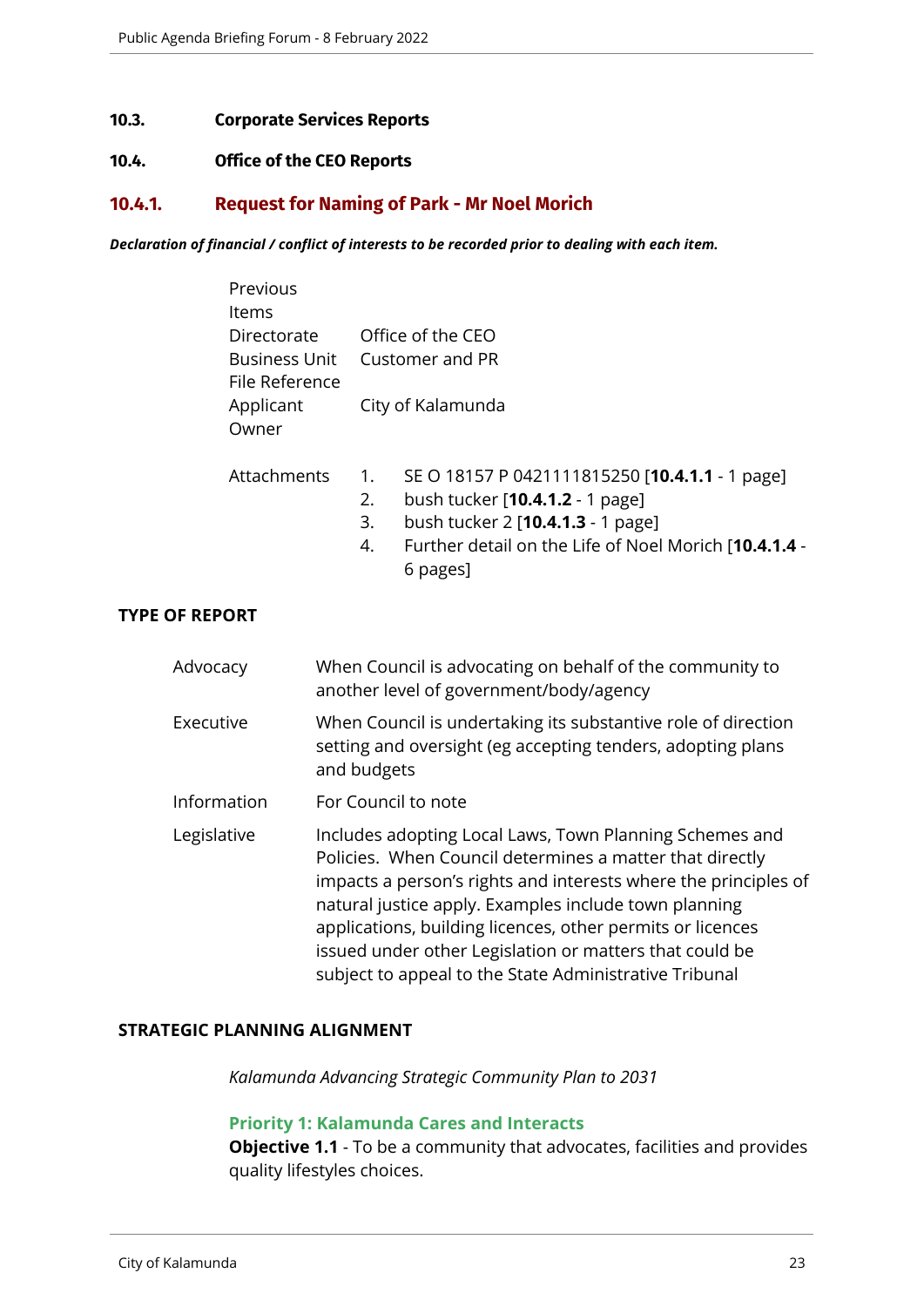## 10.3. Corporate Services Reports

## 10.4. Office of the CEO Reports

### 10.4.1. Request for Naming of Park - Mr Noel Morich

***Declaration of financial / conflict of interests to be recorded prior to dealing with each item.***

| | |
|---|---|
| Previous Items | |
| Directorate | Office of the CEO |
| Business Unit | Customer and PR |
| File Reference | |
| Applicant | City of Kalamunda |
| Owner | |

Attachments
1. SE O 18157 P 0421111815250 [**10.4.1.1** - 1 page]
2. bush tucker [**10.4.1.2** - 1 page]
3. bush tucker 2 [**10.4.1.3** - 1 page]
4. Further detail on the Life of Noel Morich [**10.4.1.4** - 6 pages]

**TYPE OF REPORT**

| | |
|---|---|
| Advocacy | When Council is advocating on behalf of the community to another level of government/body/agency |
| Executive | When Council is undertaking its substantive role of direction setting and oversight (eg accepting tenders, adopting plans and budgets |
| Information | For Council to note |
| Legislative | Includes adopting Local Laws, Town Planning Schemes and Policies. When Council determines a matter that directly impacts a person's rights and interests where the principles of natural justice apply. Examples include town planning applications, building licences, other permits or licences issued under other Legislation or matters that could be subject to appeal to the State Administrative Tribunal |

**STRATEGIC PLANNING ALIGNMENT**

*Kalamunda Advancing Strategic Community Plan to 2031*

**Priority 1: Kalamunda Cares and Interacts**
**Objective 1.1** - To be a community that advocates, facilities and provides quality lifestyles choices.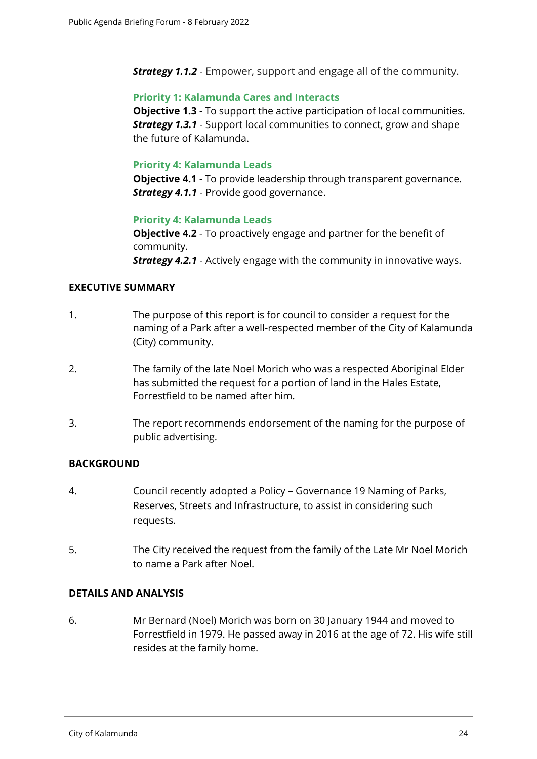***Strategy 1.1.2*** - Empower, support and engage all of the community.

**Priority 1: Kalamunda Cares and Interacts**
**Objective 1.3** - To support the active participation of local communities.
***Strategy 1.3.1*** - Support local communities to connect, grow and shape the future of Kalamunda.

**Priority 4: Kalamunda Leads**
**Objective 4.1** - To provide leadership through transparent governance.
***Strategy 4.1.1*** - Provide good governance.

**Priority 4: Kalamunda Leads**
**Objective 4.2** - To proactively engage and partner for the benefit of community.
***Strategy 4.2.1*** - Actively engage with the community in innovative ways.

**EXECUTIVE SUMMARY**

1. The purpose of this report is for council to consider a request for the naming of a Park after a well-respected member of the City of Kalamunda (City) community.

2. The family of the late Noel Morich who was a respected Aboriginal Elder has submitted the request for a portion of land in the Hales Estate, Forrestfield to be named after him.

3. The report recommends endorsement of the naming for the purpose of public advertising.

**BACKGROUND**

4. Council recently adopted a Policy – Governance 19 Naming of Parks, Reserves, Streets and Infrastructure, to assist in considering such requests.

5. The City received the request from the family of the Late Mr Noel Morich to name a Park after Noel.

**DETAILS AND ANALYSIS**

6. Mr Bernard (Noel) Morich was born on 30 January 1944 and moved to Forrestfield in 1979. He passed away in 2016 at the age of 72. His wife still resides at the family home.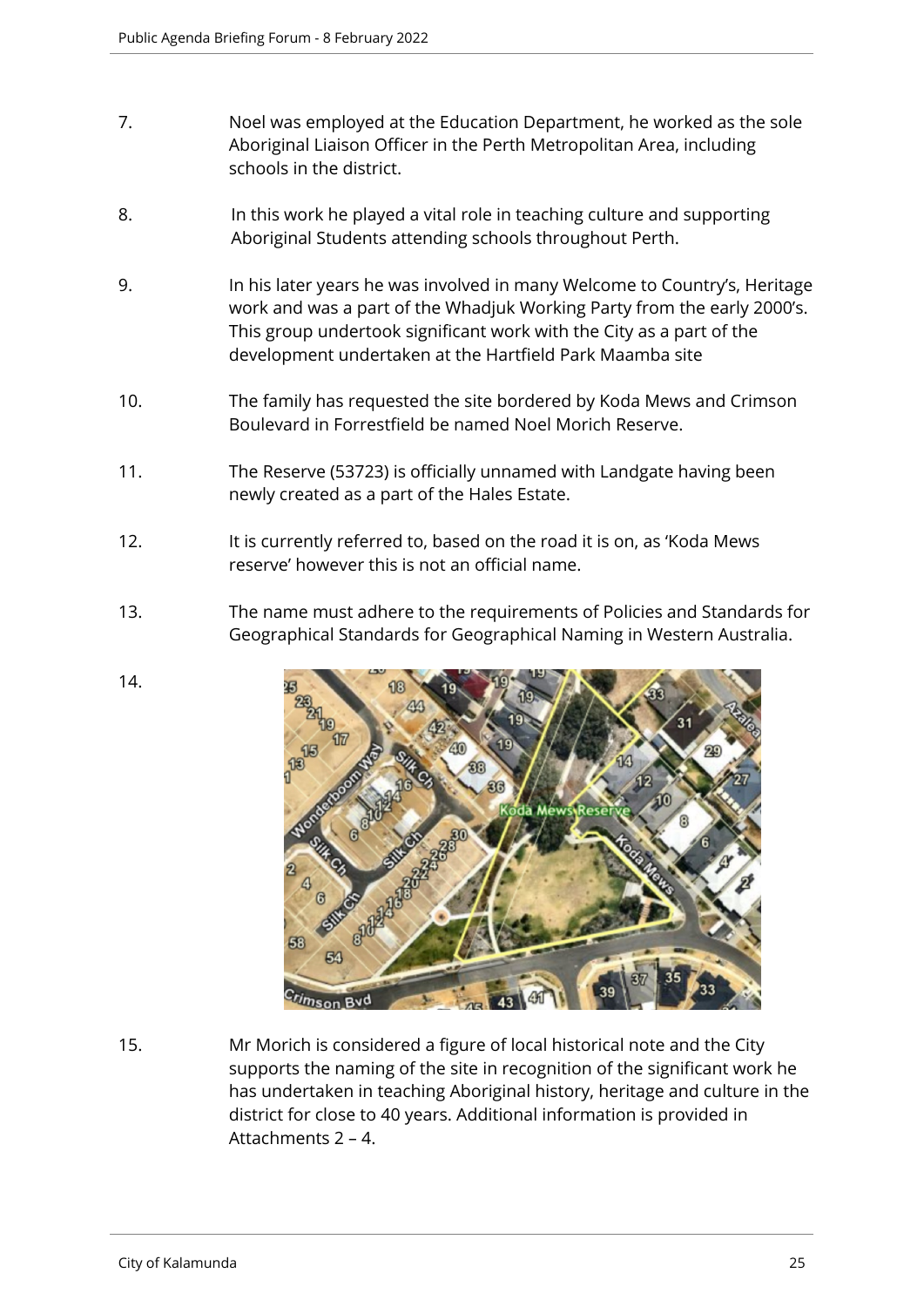7. Noel was employed at the Education Department, he worked as the sole Aboriginal Liaison Officer in the Perth Metropolitan Area, including schools in the district.

8. In this work he played a vital role in teaching culture and supporting Aboriginal Students attending schools throughout Perth.

9. In his later years he was involved in many Welcome to Country's, Heritage work and was a part of the Whadjuk Working Party from the early 2000's. This group undertook significant work with the City as a part of the development undertaken at the Hartfield Park Maamba site

10. The family has requested the site bordered by Koda Mews and Crimson Boulevard in Forrestfield be named Noel Morich Reserve.

11. The Reserve (53723) is officially unnamed with Landgate having been newly created as a part of the Hales Estate.

12. It is currently referred to, based on the road it is on, as 'Koda Mews reserve' however this is not an official name.

13. The name must adhere to the requirements of Policies and Standards for Geographical Standards for Geographical Naming in Western Australia.

14.

15. Mr Morich is considered a figure of local historical note and the City supports the naming of the site in recognition of the significant work he has undertaken in teaching Aboriginal history, heritage and culture in the district for close to 40 years. Additional information is provided in Attachments 2 – 4.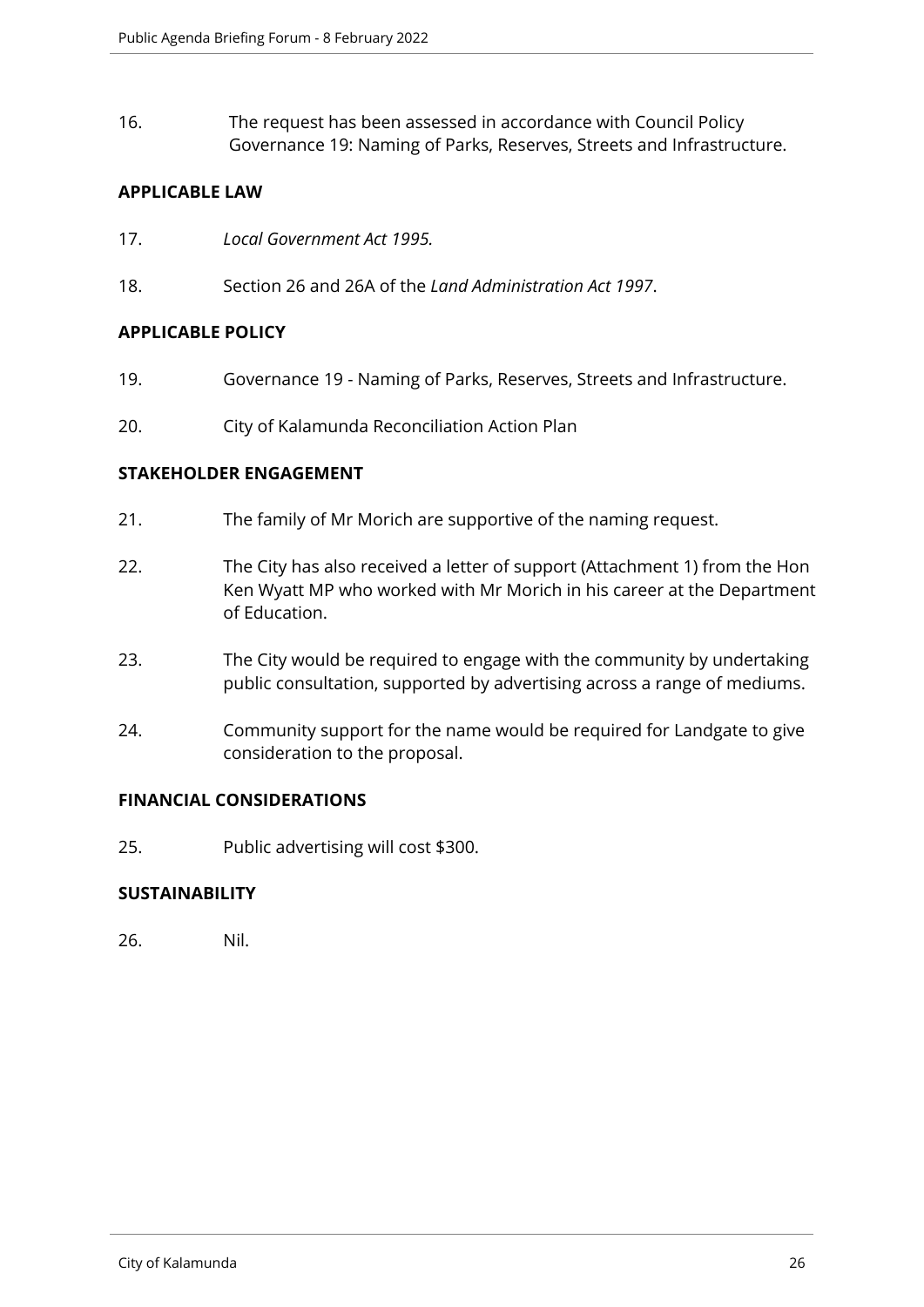16. The request has been assessed in accordance with Council Policy Governance 19: Naming of Parks, Reserves, Streets and Infrastructure.

## APPLICABLE LAW

17. *Local Government Act 1995.*

18. Section 26 and 26A of the *Land Administration Act 1997*.

## APPLICABLE POLICY

19. Governance 19 - Naming of Parks, Reserves, Streets and Infrastructure.

20. City of Kalamunda Reconciliation Action Plan

## STAKEHOLDER ENGAGEMENT

21. The family of Mr Morich are supportive of the naming request.

22. The City has also received a letter of support (Attachment 1) from the Hon Ken Wyatt MP who worked with Mr Morich in his career at the Department of Education.

23. The City would be required to engage with the community by undertaking public consultation, supported by advertising across a range of mediums.

24. Community support for the name would be required for Landgate to give consideration to the proposal.

## FINANCIAL CONSIDERATIONS

25. Public advertising will cost $300.

## SUSTAINABILITY

26. Nil.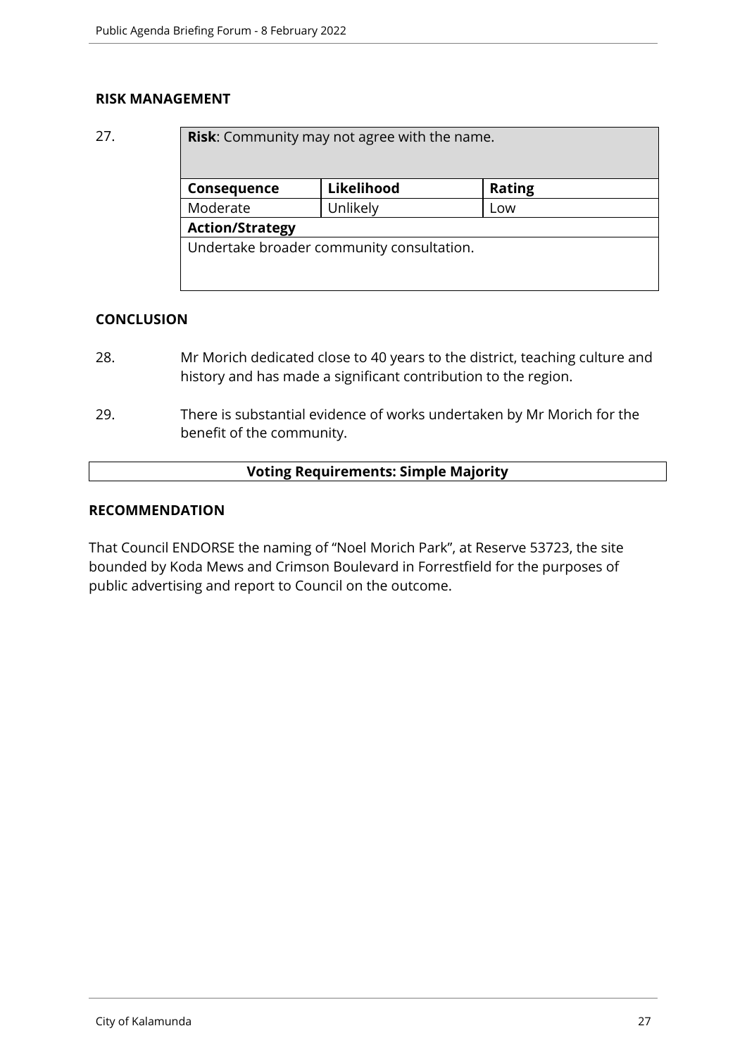## RISK MANAGEMENT

27.

| **Risk**: Community may not agree with the name. | | |
|---|---|---|
| **Consequence** | **Likelihood** | **Rating** |
| Moderate | Unlikely | Low |
| **Action/Strategy** | | |
| Undertake broader community consultation. | | |

## CONCLUSION

28. Mr Morich dedicated close to 40 years to the district, teaching culture and history and has made a significant contribution to the region.

29. There is substantial evidence of works undertaken by Mr Morich for the benefit of the community.

**Voting Requirements: Simple Majority**

## RECOMMENDATION

That Council ENDORSE the naming of "Noel Morich Park", at Reserve 53723, the site bounded by Koda Mews and Crimson Boulevard in Forrestfield for the purposes of public advertising and report to Council on the outcome.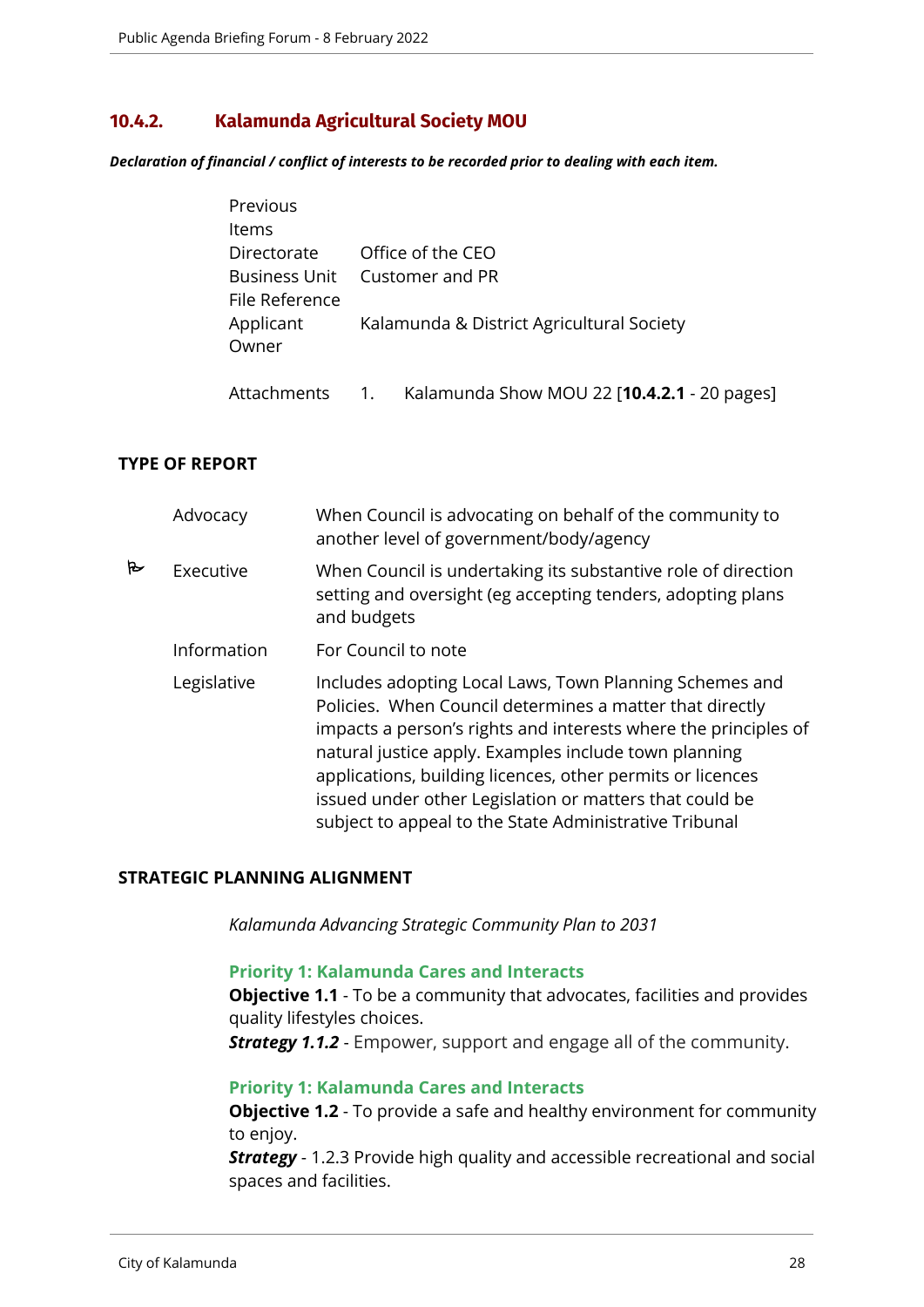## 10.4.2. Kalamunda Agricultural Society MOU

***Declaration of financial / conflict of interests to be recorded prior to dealing with each item.***

| | |
|---|---|
| Previous Items | |
| Directorate | Office of the CEO |
| Business Unit | Customer and PR |
| File Reference | |
| Applicant | Kalamunda & District Agricultural Society |
| Owner | |
| Attachments | 1. Kalamunda Show MOU 22 [**10.4.2.1** - 20 pages] |

### TYPE OF REPORT

| | | |
|---|---|---|
| | Advocacy | When Council is advocating on behalf of the community to another level of government/body/agency |
| ✓ | Executive | When Council is undertaking its substantive role of direction setting and oversight (eg accepting tenders, adopting plans and budgets |
| | Information | For Council to note |
| | Legislative | Includes adopting Local Laws, Town Planning Schemes and Policies. When Council determines a matter that directly impacts a person's rights and interests where the principles of natural justice apply. Examples include town planning applications, building licences, other permits or licences issued under other Legislation or matters that could be subject to appeal to the State Administrative Tribunal |

### STRATEGIC PLANNING ALIGNMENT

*Kalamunda Advancing Strategic Community Plan to 2031*

**Priority 1: Kalamunda Cares and Interacts**
**Objective 1.1** - To be a community that advocates, facilities and provides quality lifestyles choices.
***Strategy 1.1.2*** - Empower, support and engage all of the community.

**Priority 1: Kalamunda Cares and Interacts**
**Objective 1.2** - To provide a safe and healthy environment for community to enjoy.
***Strategy*** - 1.2.3 Provide high quality and accessible recreational and social spaces and facilities.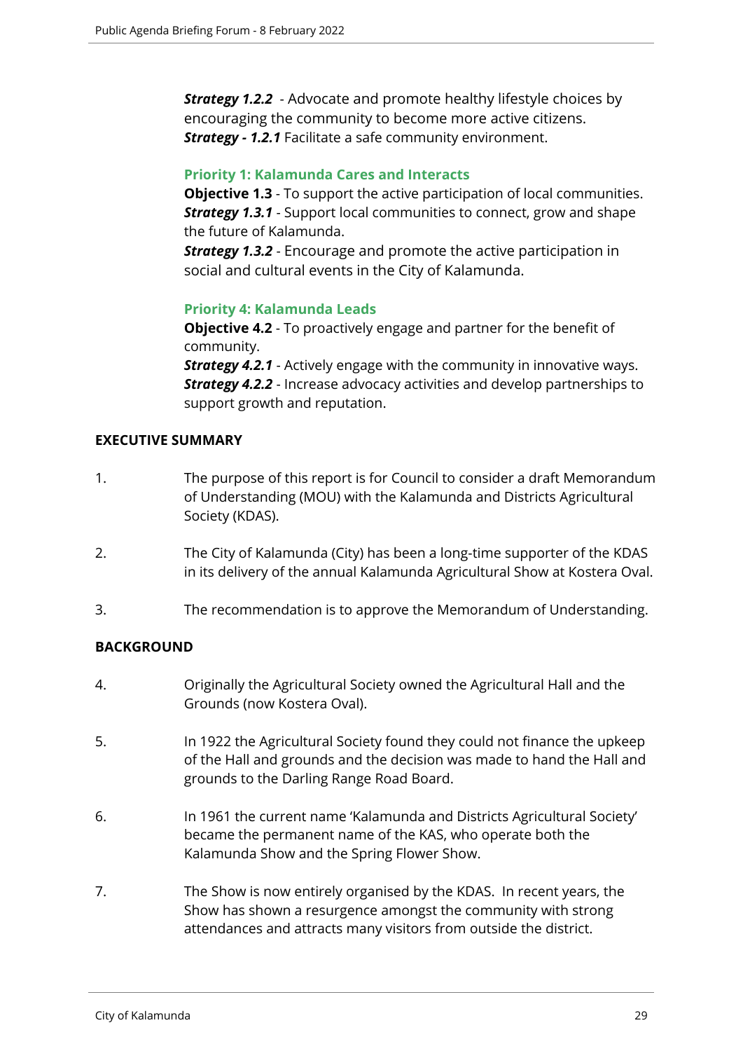***Strategy 1.2.2*** - Advocate and promote healthy lifestyle choices by encouraging the community to become more active citizens.
***Strategy - 1.2.1*** Facilitate a safe community environment.

**Priority 1: Kalamunda Cares and Interacts**
**Objective 1.3** - To support the active participation of local communities.
***Strategy 1.3.1*** - Support local communities to connect, grow and shape the future of Kalamunda.
***Strategy 1.3.2*** - Encourage and promote the active participation in social and cultural events in the City of Kalamunda.

**Priority 4: Kalamunda Leads**
**Objective 4.2** - To proactively engage and partner for the benefit of community.
***Strategy 4.2.1*** - Actively engage with the community in innovative ways.
***Strategy 4.2.2*** - Increase advocacy activities and develop partnerships to support growth and reputation.

**EXECUTIVE SUMMARY**

1. The purpose of this report is for Council to consider a draft Memorandum of Understanding (MOU) with the Kalamunda and Districts Agricultural Society (KDAS).

2. The City of Kalamunda (City) has been a long-time supporter of the KDAS in its delivery of the annual Kalamunda Agricultural Show at Kostera Oval.

3. The recommendation is to approve the Memorandum of Understanding.

**BACKGROUND**

4. Originally the Agricultural Society owned the Agricultural Hall and the Grounds (now Kostera Oval).

5. In 1922 the Agricultural Society found they could not finance the upkeep of the Hall and grounds and the decision was made to hand the Hall and grounds to the Darling Range Road Board.

6. In 1961 the current name 'Kalamunda and Districts Agricultural Society' became the permanent name of the KAS, who operate both the Kalamunda Show and the Spring Flower Show.

7. The Show is now entirely organised by the KDAS. In recent years, the Show has shown a resurgence amongst the community with strong attendances and attracts many visitors from outside the district.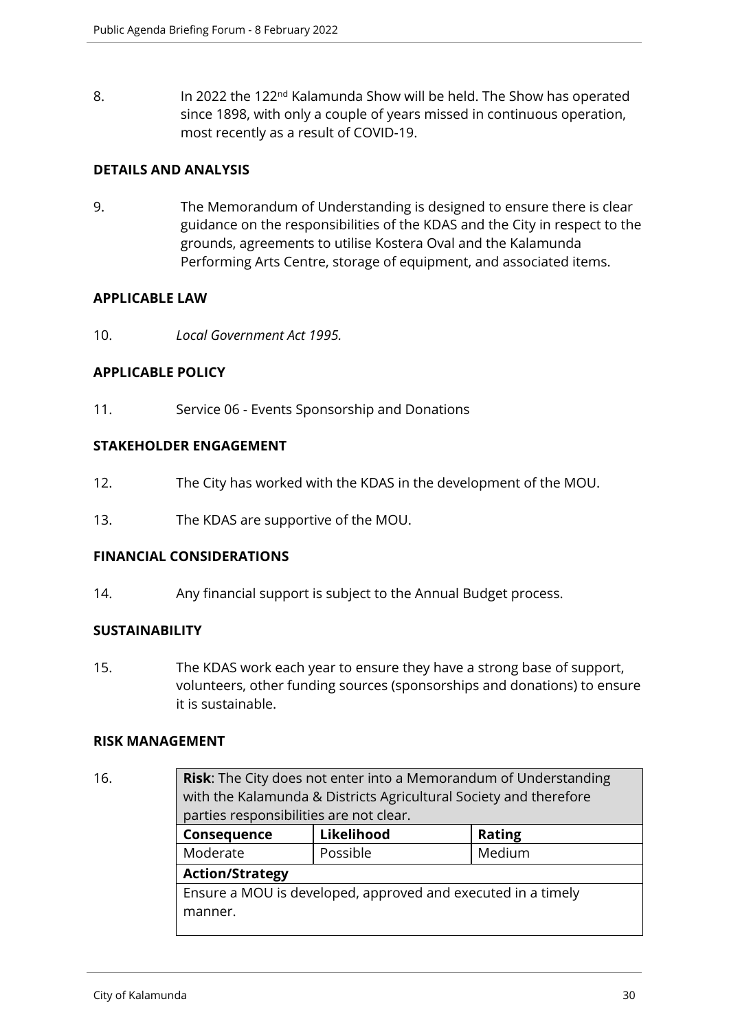8. In 2022 the 122nd Kalamunda Show will be held. The Show has operated since 1898, with only a couple of years missed in continuous operation, most recently as a result of COVID-19.

**DETAILS AND ANALYSIS**

9. The Memorandum of Understanding is designed to ensure there is clear guidance on the responsibilities of the KDAS and the City in respect to the grounds, agreements to utilise Kostera Oval and the Kalamunda Performing Arts Centre, storage of equipment, and associated items.

**APPLICABLE LAW**

10. *Local Government Act 1995.*

**APPLICABLE POLICY**

11. Service 06 - Events Sponsorship and Donations

**STAKEHOLDER ENGAGEMENT**

12. The City has worked with the KDAS in the development of the MOU.

13. The KDAS are supportive of the MOU.

**FINANCIAL CONSIDERATIONS**

14. Any financial support is subject to the Annual Budget process.

**SUSTAINABILITY**

15. The KDAS work each year to ensure they have a strong base of support, volunteers, other funding sources (sponsorships and donations) to ensure it is sustainable.

**RISK MANAGEMENT**

16.

| **Risk**: The City does not enter into a Memorandum of Understanding with the Kalamunda & Districts Agricultural Society and therefore parties responsibilities are not clear. | | |
|---|---|---|
| **Consequence** | **Likelihood** | **Rating** |
| Moderate | Possible | Medium |
| **Action/Strategy** | | |
| Ensure a MOU is developed, approved and executed in a timely manner. | | |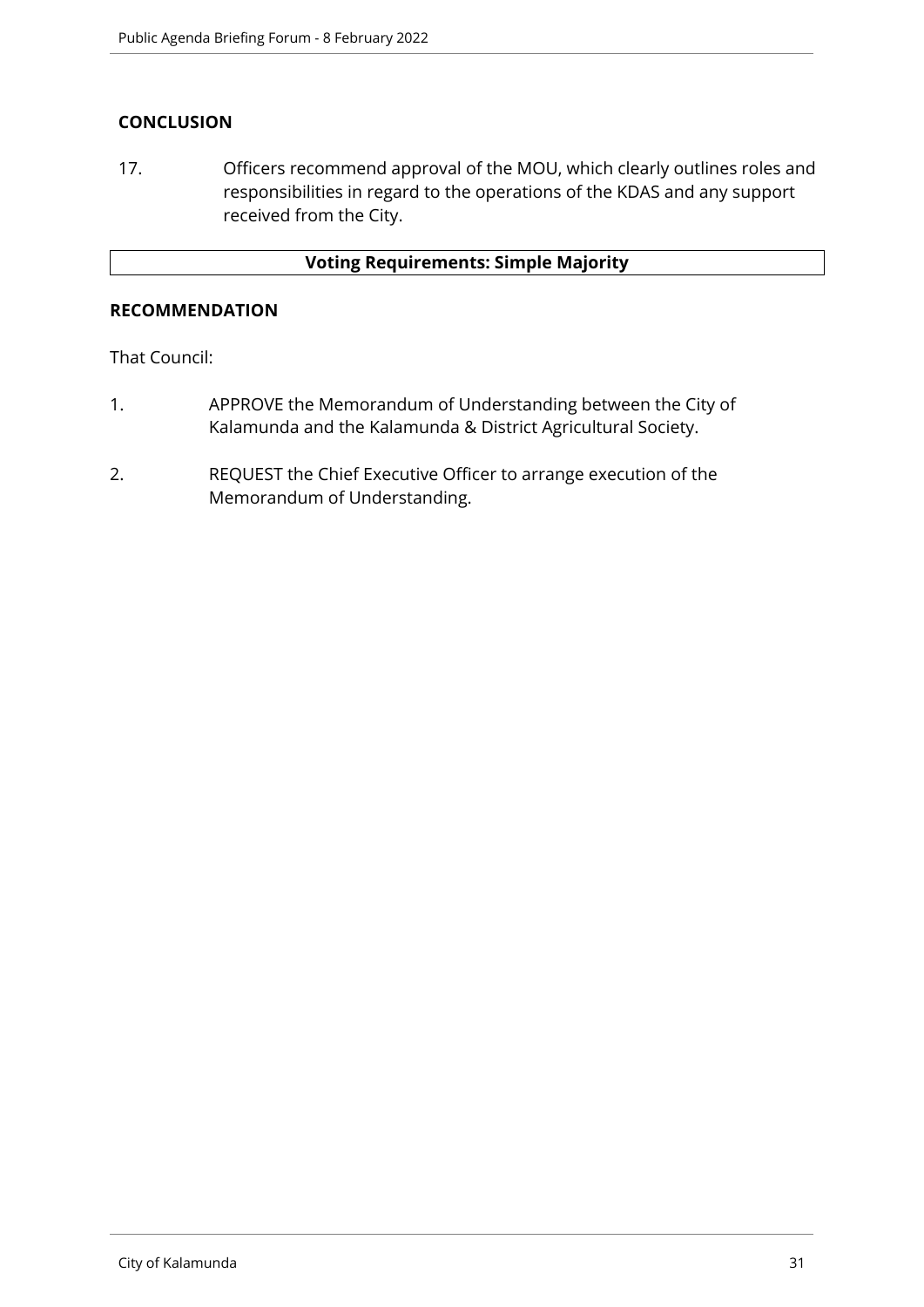## CONCLUSION

17. Officers recommend approval of the MOU, which clearly outlines roles and responsibilities in regard to the operations of the KDAS and any support received from the City.

| **Voting Requirements: Simple Majority** |
|---|

## RECOMMENDATION

That Council:

1. APPROVE the Memorandum of Understanding between the City of Kalamunda and the Kalamunda & District Agricultural Society.

2. REQUEST the Chief Executive Officer to arrange execution of the Memorandum of Understanding.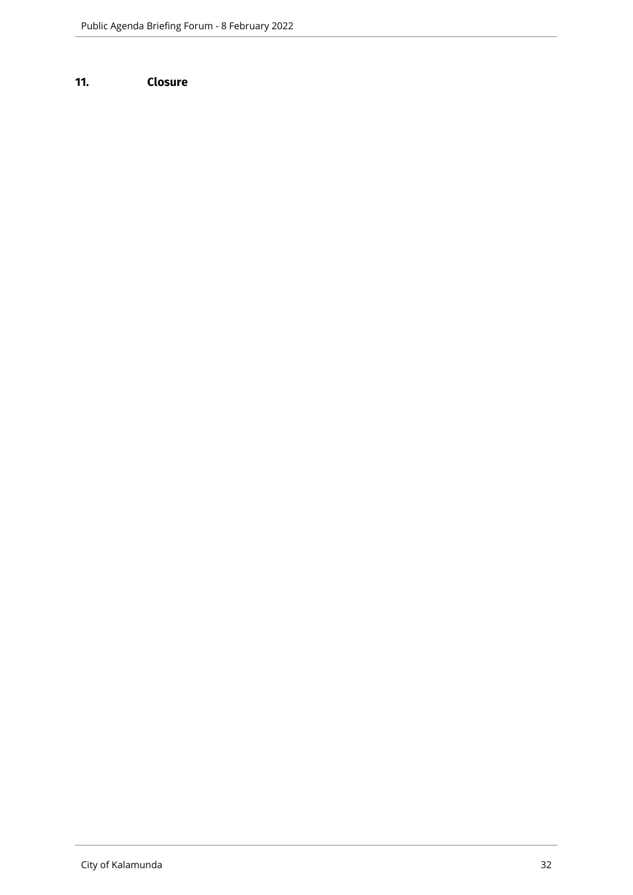## 11. Closure